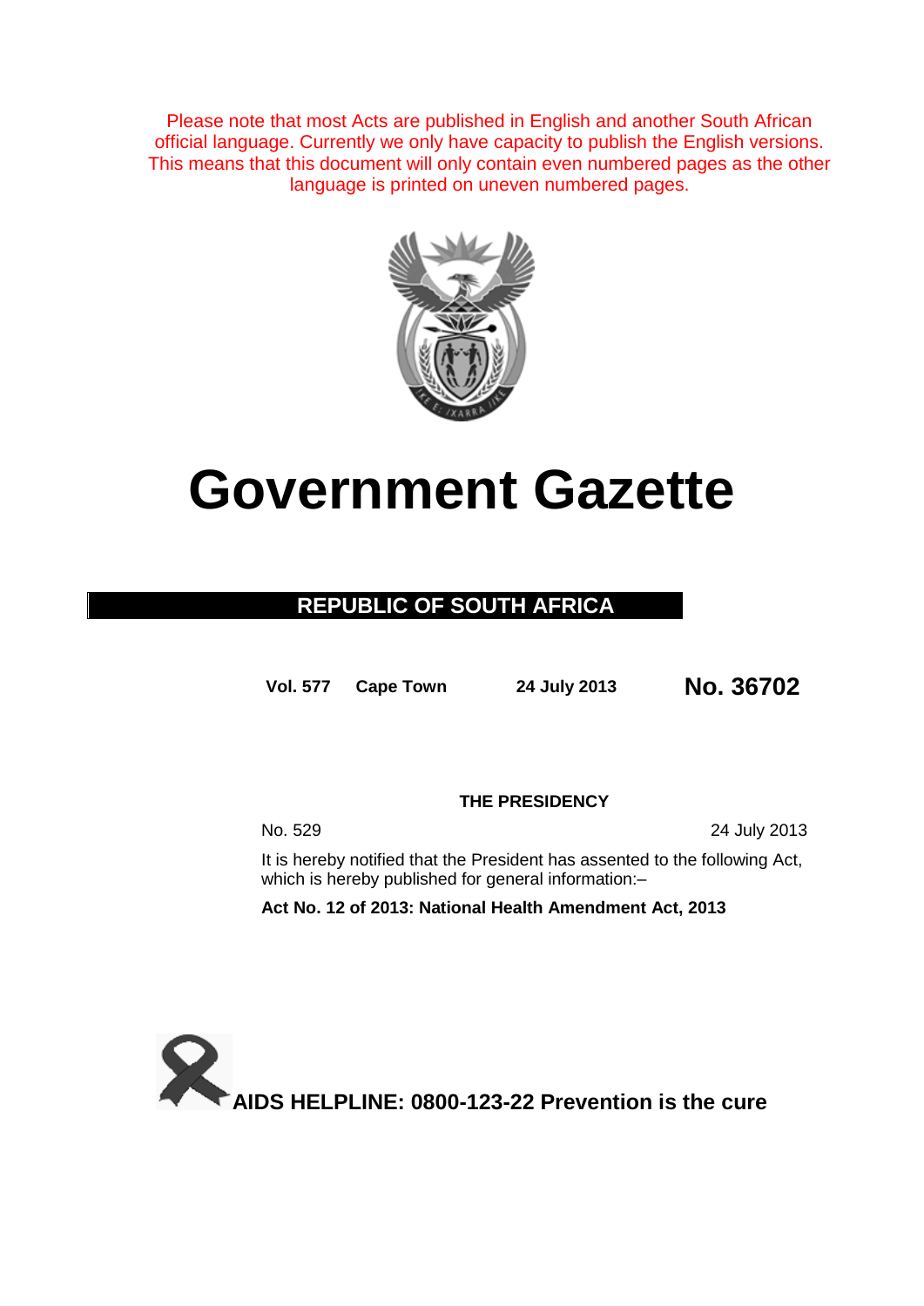Please note that most Acts are published in English and another South African official language. Currently we only have capacity to publish the English versions. This means that this document will only contain even numbered pages as the other language is printed on uneven numbered pages.

# Government Gazette

## REPUBLIC OF SOUTH AFRICA

**Vol. 577** **Cape Town** **24 July 2013** **No. 36702**

**THE PRESIDENCY**

No. 529 24 July 2013

It is hereby notified that the President has assented to the following Act, which is hereby published for general information:–

**Act No. 12 of 2013: National Health Amendment Act, 2013**

**AIDS HELPLINE: 0800-123-22 Prevention is the cure**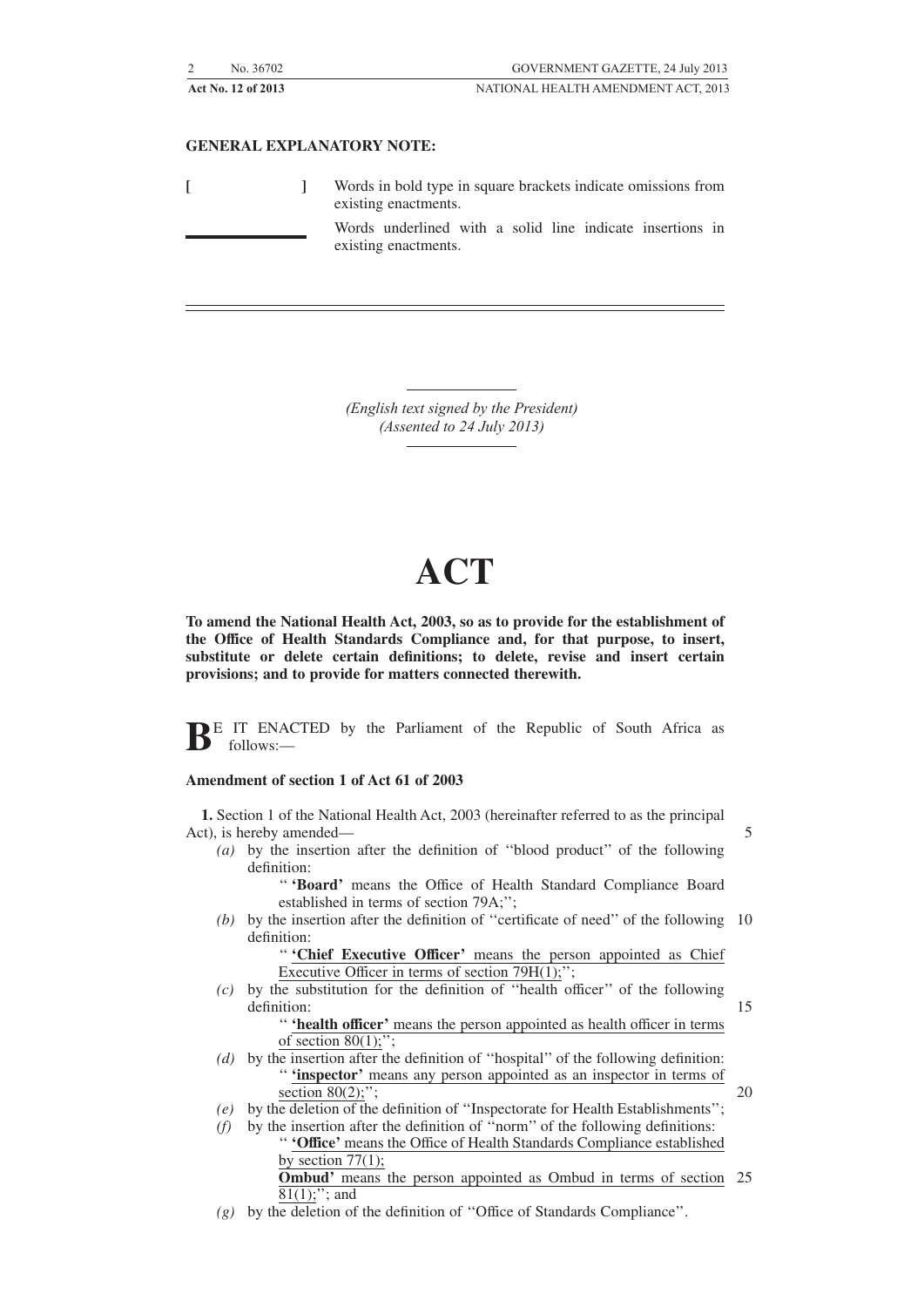**GENERAL EXPLANATORY NOTE:**

[ ] Words in bold type in square brackets indicate omissions from existing enactments.

\_\_\_\_\_\_\_ Words underlined with a solid line indicate insertions in existing enactments.

*(English text signed by the President)*
*(Assented to 24 July 2013)*

# ACT

**To amend the National Health Act, 2003, so as to provide for the establishment of the Office of Health Standards Compliance and, for that purpose, to insert, substitute or delete certain definitions; to delete, revise and insert certain provisions; and to provide for matters connected therewith.**

**B**E IT ENACTED by the Parliament of the Republic of South Africa as follows:—

**Amendment of section 1 of Act 61 of 2003**

**1.** Section 1 of the National Health Act, 2003 (hereinafter referred to as the principal Act), is hereby amended—

*(a)* by the insertion after the definition of ''blood product'' of the following definition:

'' **'Board'** means the Office of Health Standard Compliance Board established in terms of section 79A;'';

*(b)* by the insertion after the definition of ''certificate of need'' of the following definition:

'' <u>**'Chief Executive Officer'** means the person appointed as Chief Executive Officer in terms of section 79H(1);</u>'';

*(c)* by the substitution for the definition of ''health officer'' of the following definition:

'' <u>**'health officer'** means the person appointed as health officer in terms of section 80(1);</u>'';

*(d)* by the insertion after the definition of ''hospital'' of the following definition:

'' <u>**'inspector'** means any person appointed as an inspector in terms of section 80(2);</u>'';

*(e)* by the deletion of the definition of ''Inspectorate for Health Establishments'';

*(f)* by the insertion after the definition of ''norm'' of the following definitions:

'' <u>**'Office'** means the Office of Health Standards Compliance established by section 77(1);</u>

<u>**Ombud'** means the person appointed as Ombud in terms of section 81(1);</u>''; and

*(g)* by the deletion of the definition of ''Office of Standards Compliance''.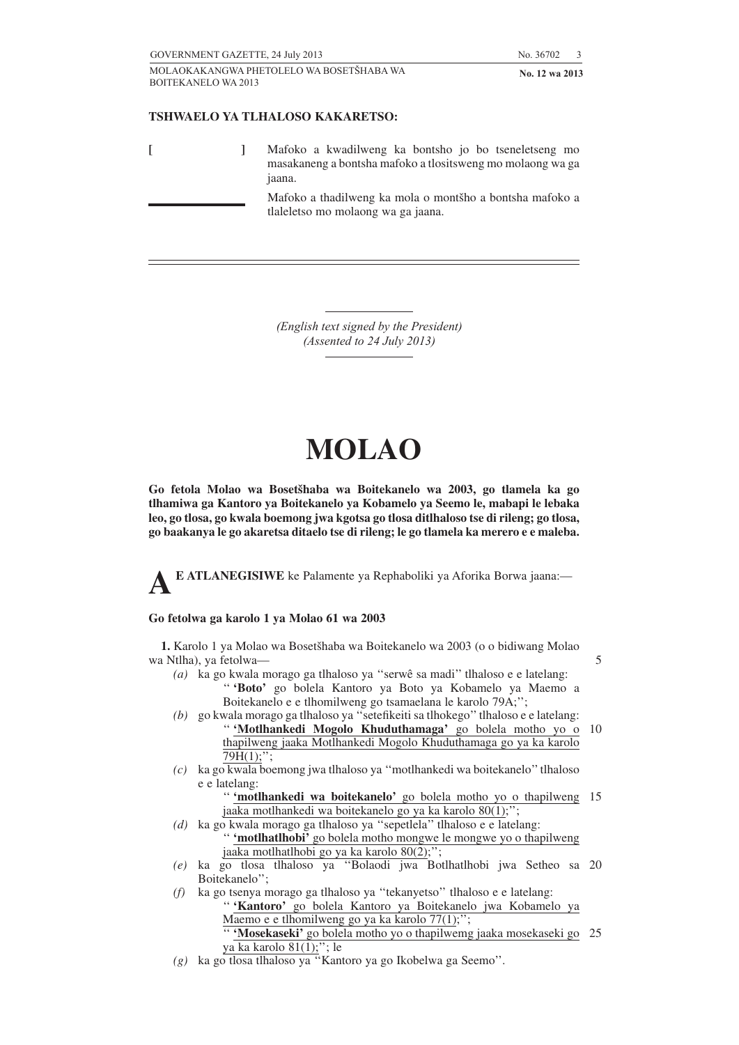**TSHWAELO YA TLHALOSO KAKARETSO:**

[ ] Mafoko a kwadilweng ka bontsho jo bo tseneletseng mo masakaneng a bontsha mafoko a tlositsweng mo molaong wa ga jaana.

\_\_\_\_\_\_\_\_ Mafoko a thadilweng ka mola o montšho a bontsha mafoko a tlaleletso mo molaong wa ga jaana.

*(English text signed by the President)*
*(Assented to 24 July 2013)*

# MOLAO

**Go fetola Molao wa Bosetšhaba wa Boitekanelo wa 2003, go tlamela ka go tlhamiwa ga Kantoro ya Boitekanelo ya Kobamelo ya Seemo le, mabapi le lebaka leo, go tlosa, go kwala boemong jwa kgotsa go tlosa ditlhaloso tse di rileng; go tlosa, go baakanya le go akaretsa ditaelo tse di rileng; le go tlamela ka merero e e maleba.**

**E ATLANEGISIWE** ke Palamente ya Rephaboliki ya Aforika Borwa jaana:—

**Go fetolwa ga karolo 1 ya Molao 61 wa 2003**

**1.** Karolo 1 ya Molao wa Bosetšhaba wa Boitekanelo wa 2003 (o o bidiwang Molao wa Ntlha), ya fetolwa—

*(a)* ka go kwala morago ga tlhaloso ya ''serwê sa madi'' tlhaloso e e latelang:
'' **'Boto'** go bolela Kantoro ya Boto ya Kobamelo ya Maemo a Boitekanelo e e tlhomilweng go tsamaelana le karolo 79A;'';

*(b)* go kwala morago ga tlhaloso ya ''setefikeiti sa tlhokego'' tlhaloso e e latelang:
'' <u>**'Motlhankedi Mogolo Khuduthamaga'** go bolela motho yo o thapilweng jaaka Motlhankedi Mogolo Khuduthamaga go ya ka karolo 79H(1);</u>'';

*(c)* ka go kwala boemong jwa tlhaloso ya ''motlhankedi wa boitekanelo'' tlhaloso e e latelang:
'' <u>**'motlhankedi wa boitekanelo'** go bolela motho yo o thapilweng jaaka motlhankedi wa boitekanelo go ya ka karolo 80(1);</u>'';

*(d)* ka go kwala morago ga tlhaloso ya ''sepetlela'' tlhaloso e e latelang:
'' <u>**'motlhatlhobi'** go bolela motho mongwe le mongwe yo o thapilweng jaaka motlhatlhobi go ya ka karolo 80(2);</u>'';

*(e)* ka go tlosa tlhaloso ya ''Bolaodi jwa Botlhatlhobi jwa Setheo sa Boitekanelo'';

*(f)* ka go tsenya morago ga tlhaloso ya ''tekanyetso'' tlhaloso e e latelang:
'' <u>**'Kantoro'** go bolela Kantoro ya Boitekanelo jwa Kobamelo ya Maemo e e tlhomilweng go ya ka karolo 77(1);</u>'';
'' <u>**'Mosekaseki'** go bolela motho yo o thapilwemg jaaka mosekaseki go ya ka karolo 81(1);</u>''; le

*(g)* ka go tlosa tlhaloso ya ''Kantoro ya go Ikobelwa ga Seemo''.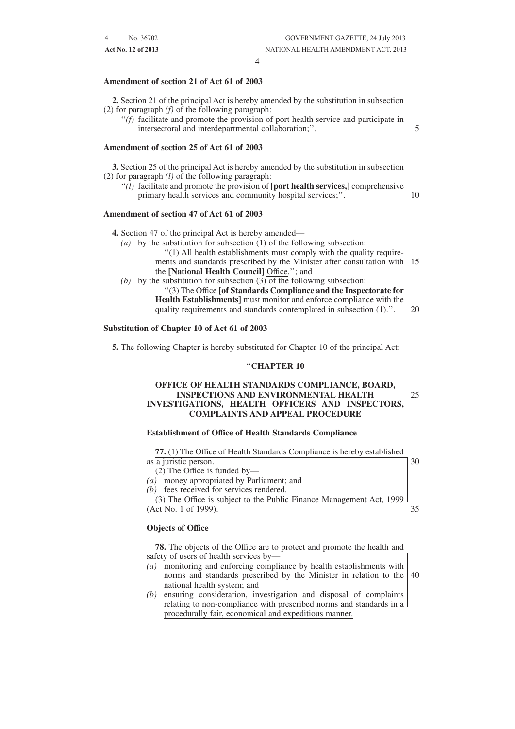### Amendment of section 21 of Act 61 of 2003

**2.** Section 21 of the principal Act is hereby amended by the substitution in subsection (2) for paragraph *(f)* of the following paragraph:

''*(f)* facilitate and promote the provision of port health service and participate in intersectoral and interdepartmental collaboration;''.

### Amendment of section 25 of Act 61 of 2003

**3.** Section 25 of the principal Act is hereby amended by the substitution in subsection (2) for paragraph *(l)* of the following paragraph:

''*(l)* facilitate and promote the provision of **[port health services,]** comprehensive primary health services and community hospital services;''.

### Amendment of section 47 of Act 61 of 2003

**4.** Section 47 of the principal Act is hereby amended—

*(a)* by the substitution for subsection (1) of the following subsection:

''(1) All health establishments must comply with the quality requirements and standards prescribed by the Minister after consultation with the **[National Health Council]** Office.''; and

*(b)* by the substitution for subsection (3) of the following subsection:

''(3) The Office **[of Standards Compliance and the Inspectorate for Health Establishments]** must monitor and enforce compliance with the quality requirements and standards contemplated in subsection (1).''.

### Substitution of Chapter 10 of Act 61 of 2003

**5.** The following Chapter is hereby substituted for Chapter 10 of the principal Act:

''**CHAPTER 10**

**OFFICE OF HEALTH STANDARDS COMPLIANCE, BOARD, INSPECTIONS AND ENVIRONMENTAL HEALTH INVESTIGATIONS, HEALTH OFFICERS AND INSPECTORS, COMPLAINTS AND APPEAL PROCEDURE**

**Establishment of Office of Health Standards Compliance**

**77.** (1) The Office of Health Standards Compliance is hereby established as a juristic person.

(2) The Office is funded by—

*(a)* money appropriated by Parliament; and

*(b)* fees received for services rendered.

(3) The Office is subject to the Public Finance Management Act, 1999 (Act No. 1 of 1999).

**Objects of Office**

**78.** The objects of the Office are to protect and promote the health and safety of users of health services by—

*(a)* monitoring and enforcing compliance by health establishments with norms and standards prescribed by the Minister in relation to the national health system; and

*(b)* ensuring consideration, investigation and disposal of complaints relating to non-compliance with prescribed norms and standards in a procedurally fair, economical and expeditious manner.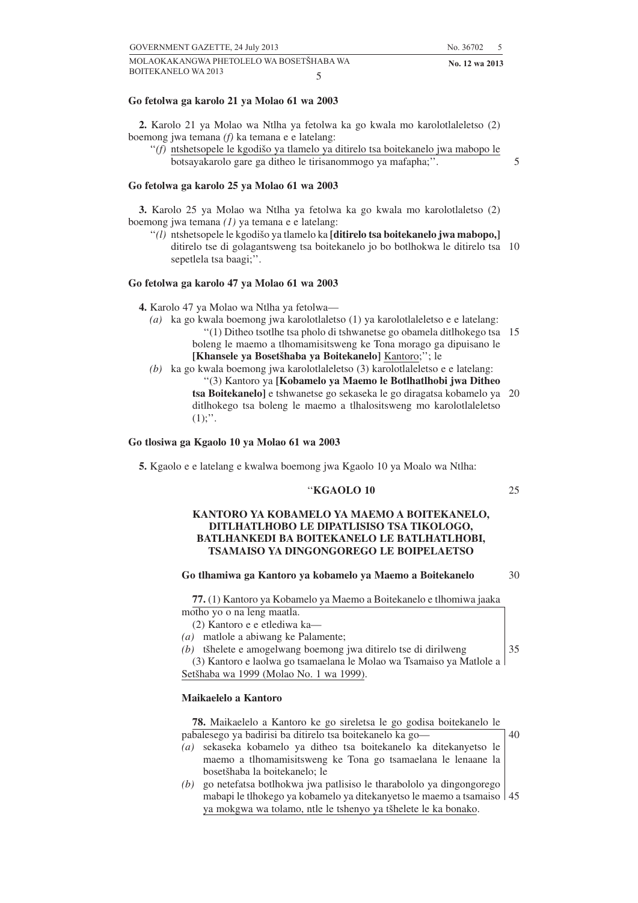**Go fetolwa ga karolo 21 ya Molao 61 wa 2003**

**2.** Karolo 21 ya Molao wa Ntlha ya fetolwa ka go kwala mo karolotlaleletso (2) boemong jwa temana *(f)* ka temana e e latelang:

"*(f)* <u>ntshetsopele le kgodišo ya tlamelo ya ditirelo tsa boitekanelo jwa mabopo le botsayakarolo gare ga ditheo le tirisanommogo ya mafapha;</u>".

**Go fetolwa ga karolo 25 ya Molao 61 wa 2003**

**3.** Karolo 25 ya Molao wa Ntlha ya fetolwa ka go kwala mo karolotlaletso (2) boemong jwa temana *(1)* ya temana e e latelang:

"*(l)* ntshetsopele le kgodišo ya tlamelo ka **[ditirelo tsa boitekanelo jwa mabopo,]** ditirelo tse di golagantsweng tsa boitekanelo jo bo botlhokwa le ditirelo tsa sepetlela tsa baagi;".

**Go fetolwa ga karolo 47 ya Molao 61 wa 2003**

**4.** Karolo 47 ya Molao wa Ntlha ya fetolwa—

*(a)* ka go kwala boemong jwa karolotlaletso (1) ya karolotlaleletso e e latelang:

"(1) Ditheo tsotlhe tsa pholo di tshwanetse go obamela ditlhokego tsa boleng le maemo a tlhomamisitsweng ke Tona morago ga dipuisano le **[Khansele ya Bosetšhaba ya Boitekanelo]** <u>Kantoro</u>;"; le

*(b)* ka go kwala boemong jwa karolotlaleletso (3) karolotlaleletso e e latelang:

"(3) Kantoro ya **[Kobamelo ya Maemo le Botlhatlhobi jwa Ditheo tsa Boitekanelo]** e tshwanetse go sekaseka le go diragatsa kobamelo ya ditlhokego tsa boleng le maemo a tlhalositsweng mo karolotlaleletso (1);".

**Go tlosiwa ga Kgaolo 10 ya Molao 61 wa 2003**

**5.** Kgaolo e e latelang e kwalwa boemong jwa Kgaolo 10 ya Moalo wa Ntlha:

"**KGAOLO 10**

**KANTORO YA KOBAMELO YA MAEMO A BOITEKANELO, DITLHATLHOBO LE DIPATLISISO TSA TIKOLOGO, BATLHANKEDI BA BOITEKANELO LE BATLHATLHOBI, TSAMAISO YA DINGONGOREGO LE BOIPELAETSO**

**Go tlhamiwa ga Kantoro ya kobamelo ya Maemo a Boitekanelo**

**77.** (1) Kantoro ya Kobamelo ya Maemo a Boitekanelo e tlhomiwa jaaka motho yo o na leng maatla.

(2) Kantoro e e etlediwa ka—

*(a)* matlole a abiwang ke Palamente;

*(b)* tšhelete e amogelwang boemong jwa ditirelo tse di dirilweng

(3) Kantoro e laolwa go tsamaelana le Molao wa Tsamaiso ya Matlole a <u>Setšhaba wa 1999 (Molao No. 1 wa 1999)</u>.

**Maikaelelo a Kantoro**

**78.** Maikaelelo a Kantoro ke go sireletsa le go godisa boitekanelo le pabalesego ya badirisi ba ditirelo tsa boitekanelo ka go—

*(a)* sekaseka kobamelo ya ditheo tsa boitekanelo ka ditekanyetso le maemo a tlhomamisitsweng ke Tona go tsamaelana le lenaane la bosetšhaba la boitekanelo; le

*(b)* go netefatsa botlhokwa jwa patlisiso le tharabololo ya dingongorego mabapi le tlhokego ya kobamelo ya ditekanyetso le maemo a tsamaiso <u>ya mokgwa wa tolamo, ntle le tshenyo ya tšhelete le ka bonako</u>.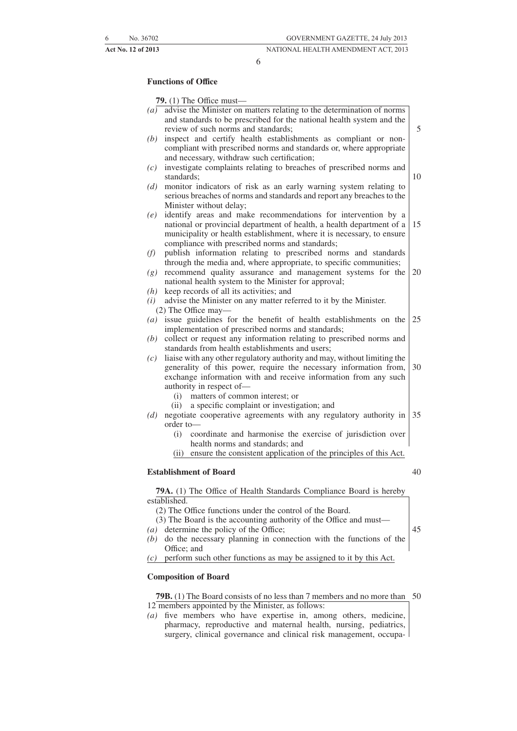### Functions of Office

**79.** (1) The Office must—

*(a)* advise the Minister on matters relating to the determination of norms and standards to be prescribed for the national health system and the review of such norms and standards;

*(b)* inspect and certify health establishments as compliant or non-compliant with prescribed norms and standards or, where appropriate and necessary, withdraw such certification;

*(c)* investigate complaints relating to breaches of prescribed norms and standards;

*(d)* monitor indicators of risk as an early warning system relating to serious breaches of norms and standards and report any breaches to the Minister without delay;

*(e)* identify areas and make recommendations for intervention by a national or provincial department of health, a health department of a municipality or health establishment, where it is necessary, to ensure compliance with prescribed norms and standards;

*(f)* publish information relating to prescribed norms and standards through the media and, where appropriate, to specific communities;

*(g)* recommend quality assurance and management systems for the national health system to the Minister for approval;

*(h)* keep records of all its activities; and

*(i)* advise the Minister on any matter referred to it by the Minister.

(2) The Office may—

*(a)* issue guidelines for the benefit of health establishments on the implementation of prescribed norms and standards;

*(b)* collect or request any information relating to prescribed norms and standards from health establishments and users;

*(c)* liaise with any other regulatory authority and may, without limiting the generality of this power, require the necessary information from, exchange information with and receive information from any such authority in respect of—

(i) matters of common interest; or

(ii) a specific complaint or investigation; and

*(d)* negotiate cooperative agreements with any regulatory authority in order to—

(i) coordinate and harmonise the exercise of jurisdiction over health norms and standards; and

(ii) ensure the consistent application of the principles of this Act.

### Establishment of Board

**79A.** (1) The Office of Health Standards Compliance Board is hereby established.

(2) The Office functions under the control of the Board.

(3) The Board is the accounting authority of the Office and must—

*(a)* determine the policy of the Office;

*(b)* do the necessary planning in connection with the functions of the Office; and

*(c)* perform such other functions as may be assigned to it by this Act.

### Composition of Board

**79B.** (1) The Board consists of no less than 7 members and no more than 12 members appointed by the Minister, as follows:

*(a)* five members who have expertise in, among others, medicine, pharmacy, reproductive and maternal health, nursing, pediatrics, surgery, clinical governance and clinical risk management, occupa-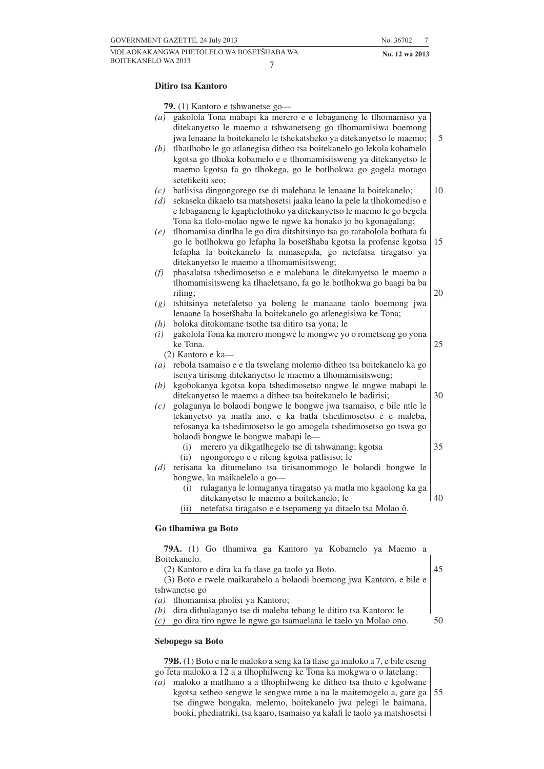**Ditiro tsa Kantoro**

**79.** (1) Kantoro e tshwanetse go—

*(a)* gakolola Tona mabapi ka merero e e lebaganeng le tlhomamiso ya ditekanyetso le maemo a tshwanetseng go tlhomamisiwa boemong jwa lenaane la boitekanelo le tshekatsheko ya ditekanyetso le maemo;
*(b)* tlhatlhobo le go atlanegisa ditheo tsa boitekanelo go lekola kobamelo kgotsa go tlhoka kobamelo e e tlhomamisitsweng ya ditekanyetso le maemo kgotsa fa go tlhokega, go le botlhokwa go gogela morago setefikeiti seo;
*(c)* batlisisa dingongorego tse di malebana le lenaane la boitekanelo;
*(d)* sekaseka dikaelo tsa matshosetsi jaaka leano la pele la tlhokomediso e e lebaganeng le kgaphelothoko ya ditekanyetso le maemo le go begela Tona ka tlolo-molao ngwe le ngwe ka bonako jo bo kgonagalang;
*(e)* tlhomamisa dintlha le go dira ditshitsinyo tsa go rarabolola bothata fa go le botlhokwa go lefapha la bosetšhaba kgotsa la profense kgotsa lefapha la boitekanelo la mmasepala, go netefatsa tiragatso ya ditekanyetso le maemo a tlhomamisitsweng;
*(f)* phasalatsa tshedimosetso e e malebana le ditekanyetso le maemo a tlhomamisitsweng ka tlhaeletsano, fa go le botlhokwa go baagi ba ba riling;
*(g)* tshitsinya netefaletso ya boleng le manaane taolo boemong jwa lenaane la bosetšhaba la boitekanelo go atlenegisiwa ke Tona;
*(h)* boloka ditokomane tsothe tsa ditiro tsa yona; le
*(i)* gakolola Tona ka morero mongwe le mongwe yo o rometseng go yona ke Tona.

(2) Kantoro e ka—

*(a)* rebola tsamaiso e e tla tswelang molemo ditheo tsa boitekanelo ka go tsenya tirisong ditekanyetso le maemo a tlhomamisitsweng;
*(b)* kgobokanya kgotsa kopa tshedimosetso nngwe le nngwe mabapi le ditekanyetso le maemo a ditheo tsa boitekanelo le badirisi;
*(c)* golaganya le bolaodi bongwe le bongwe jwa tsamaiso, e bile ntle le tekanyetso ya matla ano, e ka batla tshedimosetso e e maleba, refosanya ka tshedimosetso le go amogela tshedimosetso go tswa go bolaodi bongwe le bongwe mabapi le—
  (i) merero ya dikgatlhegelo tse di tshwanang; kgotsa
  (ii) ngongorego e e rileng kgotsa patlisiso; le
*(d)* rerisana ka ditumelano tsa tirisanommogo le bolaodi bongwe le bongwe, ka maikaelelo a go—
  (i) rulaganya le lomaganya tiragatso ya matla mo kgaolong ka ga ditekanyetso le maemo a boitekanelo; le
  (ii) netefatsa tiragatso e e tsepameng ya ditaelo tsa Molao ô.

**Go tlhamiwa ga Boto**

**79A.** (1) Go tlhamiwa ga Kantoro ya Kobamelo ya Maemo a Boitekanelo.

(2) Kantoro e dira ka fa tlase ga taolo ya Boto.

(3) Boto e rwele maikarabelo a bolaodi boemong jwa Kantoro, e bile e tshwanetse go

*(a)* tlhomamisa pholisi ya Kantoro;
*(b)* dira dithulaganyo tse di maleba tebang le ditiro tsa Kantoro; le
*(c)* go dira tiro ngwe le ngwe go tsamaelana le taelo ya Molao ono.

**Sebopego sa Boto**

**79B.** (1) Boto e na le maloko a seng ka fa tlase ga maloko a 7, e bile eseng go feta maloko a 12 a a tlhophilweng ke Tona ka mokgwa o o latelang:

*(a)* maloko a matlhano a a tlhophilweng ke ditheo tsa thuto e kgolwane kgotsa setheo sengwe le sengwe mme a na le maitemogelo a, gare ga tse dingwe bongaka, melemo, boitekanelo jwa pelegi le baimana, booki, phediatriki, tsa kaaro, tsamaiso ya kalafi le taolo ya matshosetsi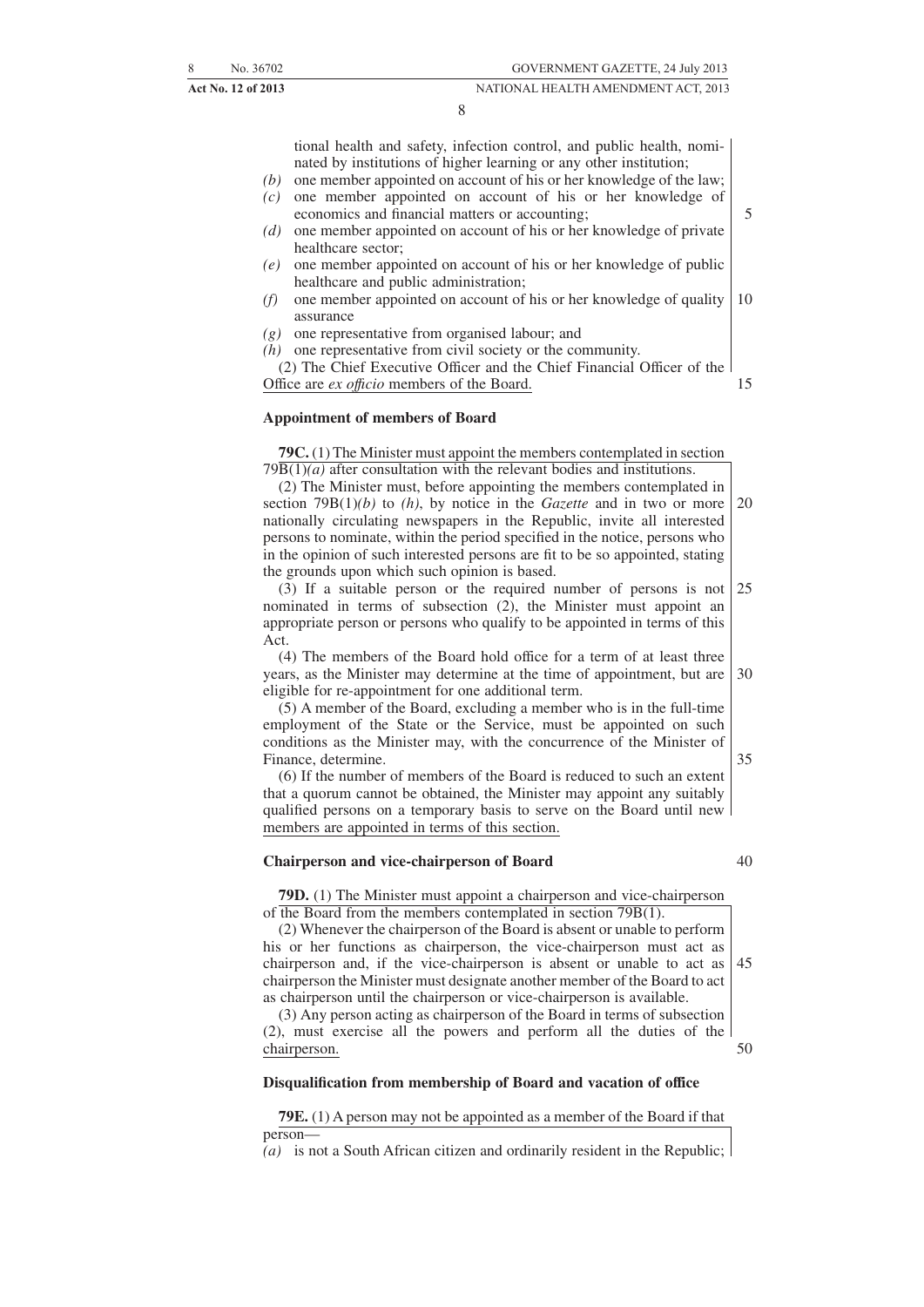tional health and safety, infection control, and public health, nominated by institutions of higher learning or any other institution;

*(b)* one member appointed on account of his or her knowledge of the law;

*(c)* one member appointed on account of his or her knowledge of economics and financial matters or accounting;

*(d)* one member appointed on account of his or her knowledge of private healthcare sector;

*(e)* one member appointed on account of his or her knowledge of public healthcare and public administration;

*(f)* one member appointed on account of his or her knowledge of quality assurance

*(g)* one representative from organised labour; and

*(h)* one representative from civil society or the community.

(2) The Chief Executive Officer and the Chief Financial Officer of the Office are *ex officio* members of the Board.

**Appointment of members of Board**

**79C.** (1) The Minister must appoint the members contemplated in section 79B(1)*(a)* after consultation with the relevant bodies and institutions.

(2) The Minister must, before appointing the members contemplated in section 79B(1)*(b)* to *(h)*, by notice in the *Gazette* and in two or more nationally circulating newspapers in the Republic, invite all interested persons to nominate, within the period specified in the notice, persons who in the opinion of such interested persons are fit to be so appointed, stating the grounds upon which such opinion is based.

(3) If a suitable person or the required number of persons is not nominated in terms of subsection (2), the Minister must appoint an appropriate person or persons who qualify to be appointed in terms of this Act.

(4) The members of the Board hold office for a term of at least three years, as the Minister may determine at the time of appointment, but are eligible for re-appointment for one additional term.

(5) A member of the Board, excluding a member who is in the full-time employment of the State or the Service, must be appointed on such conditions as the Minister may, with the concurrence of the Minister of Finance, determine.

(6) If the number of members of the Board is reduced to such an extent that a quorum cannot be obtained, the Minister may appoint any suitably qualified persons on a temporary basis to serve on the Board until new members are appointed in terms of this section.

**Chairperson and vice-chairperson of Board**

**79D.** (1) The Minister must appoint a chairperson and vice-chairperson of the Board from the members contemplated in section 79B(1).

(2) Whenever the chairperson of the Board is absent or unable to perform his or her functions as chairperson, the vice-chairperson must act as chairperson and, if the vice-chairperson is absent or unable to act as chairperson the Minister must designate another member of the Board to act as chairperson until the chairperson or vice-chairperson is available.

(3) Any person acting as chairperson of the Board in terms of subsection (2), must exercise all the powers and perform all the duties of the chairperson.

**Disqualification from membership of Board and vacation of office**

**79E.** (1) A person may not be appointed as a member of the Board if that person—

*(a)* is not a South African citizen and ordinarily resident in the Republic;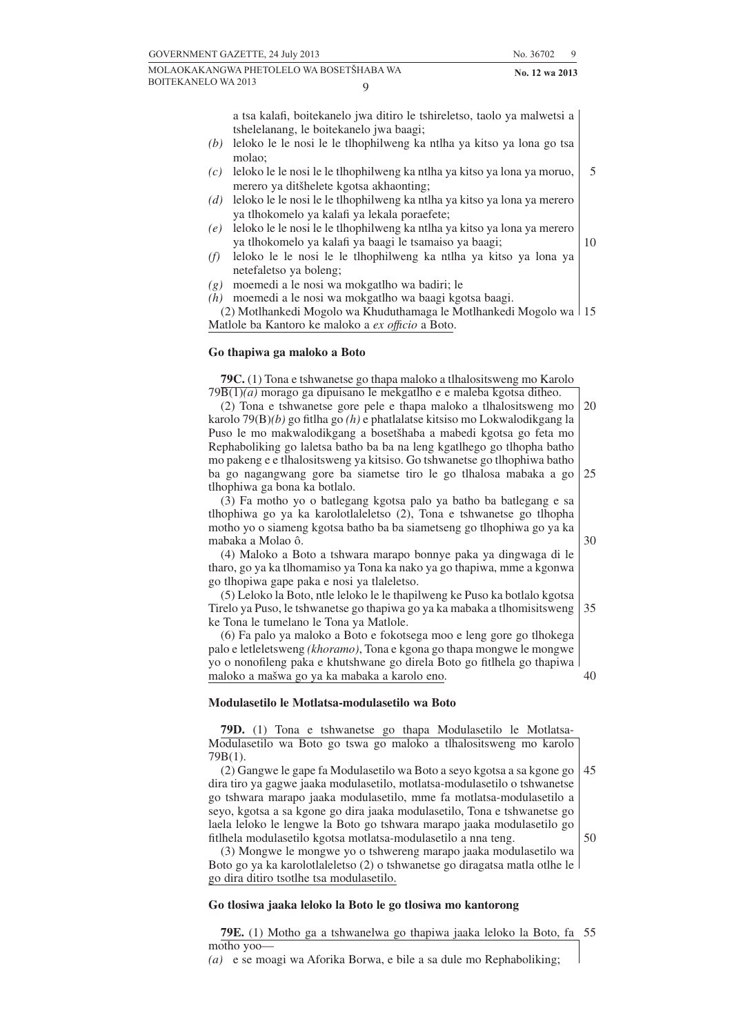a tsa kalafi, boitekanelo jwa ditiro le tshireletso, taolo ya malwetsi a tshelelanang, le boitekanelo jwa baagi;

*(b)* leloko le le nosi le le tlhophilweng ka ntlha ya kitso ya lona go tsa molao;

*(c)* leloko le le nosi le le tlhophilweng ka ntlha ya kitso ya lona ya moruo, merero ya ditšhelete kgotsa akhaonting;

*(d)* leloko le le nosi le le tlhophilweng ka ntlha ya kitso ya lona ya merero ya tlhokomelo ya kalafi ya lekala poraefete;

*(e)* leloko le le nosi le le tlhophilweng ka ntlha ya kitso ya lona ya merero ya tlhokomelo ya kalafi ya baagi le tsamaiso ya baagi;

*(f)* leloko le le nosi le le tlhophilweng ka ntlha ya kitso ya lona ya netefaletso ya boleng;

*(g)* moemedi a le nosi wa mokgatlho wa badiri; le

*(h)* moemedi a le nosi wa mokgatlho wa baagi kgotsa baagi.

(2) Motlhankedi Mogolo wa Khuduthamaga le Motlhankedi Mogolo wa Matlole ba Kantoro ke maloko a *ex officio* a Boto.

**Go thapiwa ga maloko a Boto**

**79C.** (1) Tona e tshwanetse go thapa maloko a tlhalositsweng mo Karolo 79B(1)*(a)* morago ga dipuisano le mekgatlho e e maleba kgotsa ditheo.

(2) Tona e tshwanetse gore pele e thapa maloko a tlhalositsweng mo karolo 79(B)*(b)* go fitlha go *(h)* e phatlalatse kitsiso mo Lokwalodikgang la Puso le mo makwalodikgang a bosetšhaba a mabedi kgotsa go feta mo Rephaboliking go laletsa batho ba ba na leng kgatlhego go tlhopha batho mo pakeng e e tlhalositsweng ya kitsiso. Go tshwanetse go tlhophiwa batho ba go nagangwang gore ba siametse tiro le go tlhalosa mabaka a go tlhophiwa ga bona ka botlalo.

(3) Fa motho yo o batlegang kgotsa palo ya batho ba batlegang e sa tlhophiwa go ya ka karolotlaleletso (2), Tona e tshwanetse go tlhopha motho yo o siameng kgotsa batho ba ba siametseng go tlhophiwa go ya ka mabaka a Molao ô.

(4) Maloko a Boto a tshwara marapo bonnye paka ya dingwaga di le tharo, go ya ka tlhomamiso ya Tona ka nako ya go thapiwa, mme a kgonwa go tlhopiwa gape paka e nosi ya tlaleletso.

(5) Leloko la Boto, ntle leloko le le thapilweng ke Puso ka botlalo kgotsa Tirelo ya Puso, le tshwanetse go thapiwa go ya ka mabaka a tlhomisitsweng ke Tona le tumelano le Tona ya Matlole.

(6) Fa palo ya maloko a Boto e fokotsega moo e leng gore go tlhokega palo e letleletsweng *(khoramo)*, Tona e kgona go thapa mongwe le mongwe yo o nonofileng paka e khutshwane go direla Boto go fitlhela go thapiwa maloko a mašwa go ya ka mabaka a karolo eno.

**Modulasetilo le Motlatsa-modulasetilo wa Boto**

**79D.** (1) Tona e tshwanetse go thapa Modulasetilo le Motlatsa-Modulasetilo wa Boto go tswa go maloko a tlhalositsweng mo karolo 79B(1).

(2) Gangwe le gape fa Modulasetilo wa Boto a seyo kgotsa a sa kgone go dira tiro ya gagwe jaaka modulasetilo, motlatsa-modulasetilo o tshwanetse go tshwara marapo jaaka modulasetilo, mme fa motlatsa-modulasetilo a seyo, kgotsa a sa kgone go dira jaaka modulasetilo, Tona e tshwanetse go laela leloko le lengwe la Boto go tshwara marapo jaaka modulasetilo go fitlhela modulasetilo kgotsa motlatsa-modulasetilo a nna teng.

(3) Mongwe le mongwe yo o tshwereng marapo jaaka modulasetilo wa Boto go ya ka karolotlaleletso (2) o tshwanetse go diragatsa matla otlhe le go dira ditiro tsotlhe tsa modulasetilo.

**Go tlosiwa jaaka leloko la Boto le go tlosiwa mo kantorong**

**79E.** (1) Motho ga a tshwanelwa go thapiwa jaaka leloko la Boto, fa motho yoo—

*(a)* e se moagi wa Aforika Borwa, e bile a sa dule mo Rephaboliking;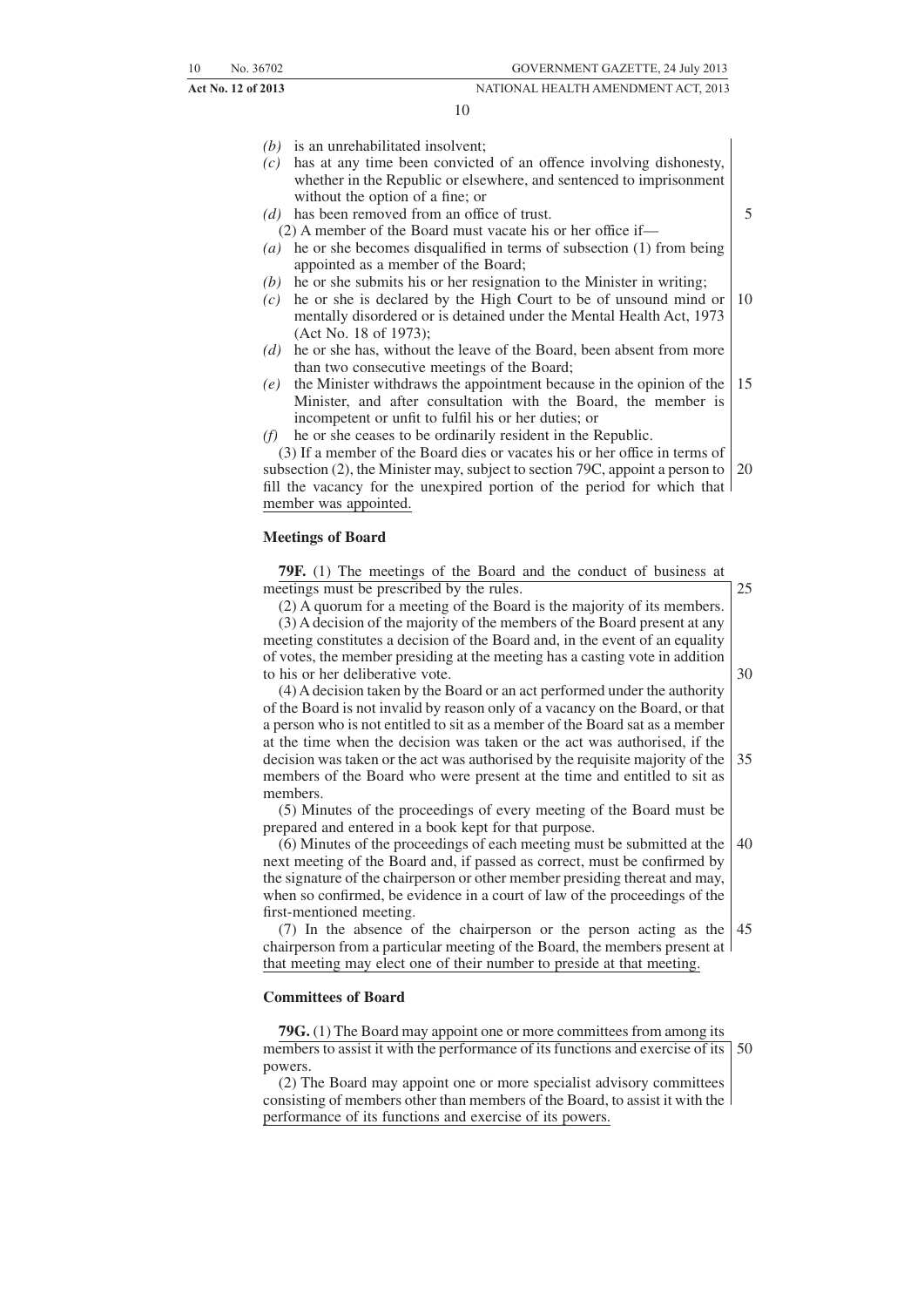*(b)* is an unrehabilitated insolvent;

*(c)* has at any time been convicted of an offence involving dishonesty, whether in the Republic or elsewhere, and sentenced to imprisonment without the option of a fine; or

*(d)* has been removed from an office of trust.

(2) A member of the Board must vacate his or her office if—

*(a)* he or she becomes disqualified in terms of subsection (1) from being appointed as a member of the Board;

*(b)* he or she submits his or her resignation to the Minister in writing;

*(c)* he or she is declared by the High Court to be of unsound mind or mentally disordered or is detained under the Mental Health Act, 1973 (Act No. 18 of 1973);

*(d)* he or she has, without the leave of the Board, been absent from more than two consecutive meetings of the Board;

*(e)* the Minister withdraws the appointment because in the opinion of the Minister, and after consultation with the Board, the member is incompetent or unfit to fulfil his or her duties; or

*(f)* he or she ceases to be ordinarily resident in the Republic.

(3) If a member of the Board dies or vacates his or her office in terms of subsection (2), the Minister may, subject to section 79C, appoint a person to fill the vacancy for the unexpired portion of the period for which that member was appointed.

**Meetings of Board**

**79F.** (1) The meetings of the Board and the conduct of business at meetings must be prescribed by the rules.

(2) A quorum for a meeting of the Board is the majority of its members.

(3) A decision of the majority of the members of the Board present at any meeting constitutes a decision of the Board and, in the event of an equality of votes, the member presiding at the meeting has a casting vote in addition to his or her deliberative vote.

(4) A decision taken by the Board or an act performed under the authority of the Board is not invalid by reason only of a vacancy on the Board, or that a person who is not entitled to sit as a member of the Board sat as a member at the time when the decision was taken or the act was authorised, if the decision was taken or the act was authorised by the requisite majority of the members of the Board who were present at the time and entitled to sit as members.

(5) Minutes of the proceedings of every meeting of the Board must be prepared and entered in a book kept for that purpose.

(6) Minutes of the proceedings of each meeting must be submitted at the next meeting of the Board and, if passed as correct, must be confirmed by the signature of the chairperson or other member presiding thereat and may, when so confirmed, be evidence in a court of law of the proceedings of the first-mentioned meeting.

(7) In the absence of the chairperson or the person acting as the chairperson from a particular meeting of the Board, the members present at that meeting may elect one of their number to preside at that meeting.

**Committees of Board**

**79G.** (1) The Board may appoint one or more committees from among its members to assist it with the performance of its functions and exercise of its powers.

(2) The Board may appoint one or more specialist advisory committees consisting of members other than members of the Board, to assist it with the performance of its functions and exercise of its powers.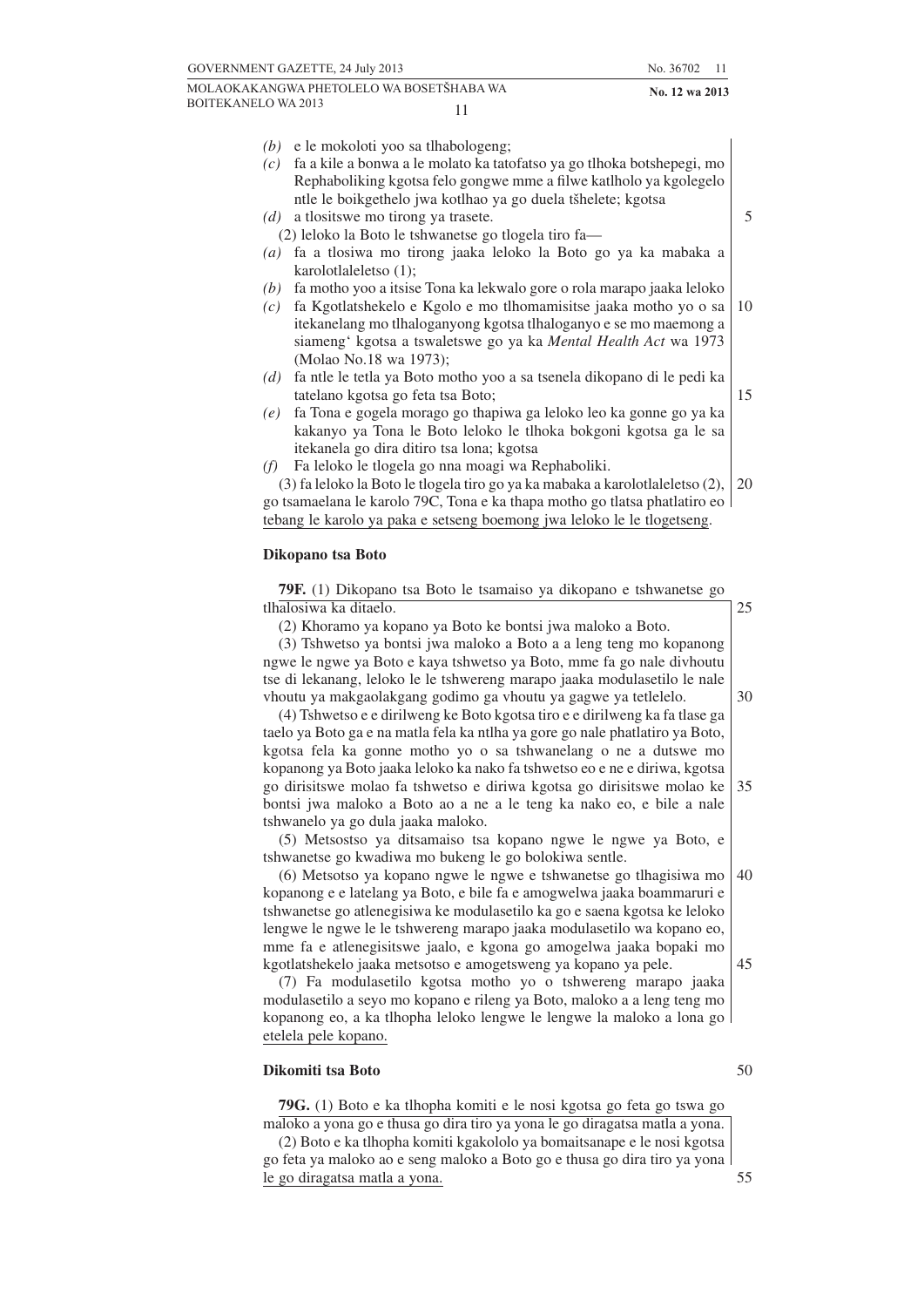*(b)* e le mokoloti yoo sa tlhabologeng;

*(c)* fa a kile a bonwa a le molato ka tatofatso ya go tlhoka botshepegi, mo Rephaboliking kgotsa felo gongwe mme a filwe katlholo ya kgolegelo ntle le boikgethelo jwa kotlhao ya go duela tšhelete; kgotsa

*(d)* a tlositswe mo tirong ya trasete.

(2) leloko la Boto le tshwanetse go tlogela tiro fa—

*(a)* fa a tlosiwa mo tirong jaaka leloko la Boto go ya ka mabaka a karolotlaleletso (1);

*(b)* fa motho yoo a itsise Tona ka lekwalo gore o rola marapo jaaka leloko

*(c)* fa Kgotlatshekelo e Kgolo e mo tlhomamisitse jaaka motho yo o sa itekanelang mo tlhaloganyong kgotsa tlhaloganyo e se mo maemong a siameng' kgotsa a tswaletswe go ya ka *Mental Health Act* wa 1973 (Molao No.18 wa 1973);

*(d)* fa ntle le tetla ya Boto motho yoo a sa tsenela dikopano di le pedi ka tatelano kgotsa go feta tsa Boto;

*(e)* fa Tona e gogela morago go thapiwa ga leloko leo ka gonne go ya ka kakanyo ya Tona le Boto leloko le tlhoka bokgoni kgotsa ga le sa itekanela go dira ditiro tsa lona; kgotsa

*(f)* Fa leloko le tlogela go nna moagi wa Rephaboliki.

(3) fa leloko la Boto le tlogela tiro go ya ka mabaka a karolotlaleletso (2), go tsamaelana le karolo 79C, Tona e ka thapa motho go tlatsa phatlatiro eo tebang le karolo ya paka e setseng boemong jwa leloko le le tlogetseng.

**Dikopano tsa Boto**

**79F.** (1) Dikopano tsa Boto le tsamaiso ya dikopano e tshwanetse go tlhalosiwa ka ditaelo.

(2) Khoramo ya kopano ya Boto ke bontsi jwa maloko a Boto.

(3) Tshwetso ya bontsi jwa maloko a Boto a a leng teng mo kopanong ngwe le ngwe ya Boto e kaya tshwetso ya Boto, mme fa go nale divhoutu tse di lekanang, leloko le le tshwereng marapo jaaka modulasetilo le nale vhoutu ya makgaolakgang godimo ga vhoutu ya gagwe ya tetlelelo.

(4) Tshwetso e e dirilweng ke Boto kgotsa tiro e e dirilweng ka fa tlase ga taelo ya Boto ga e na matla fela ka ntlha ya gore go nale phatlatiro ya Boto, kgotsa fela ka gonne motho yo o sa tshwanelang o ne a dutswe mo kopanong ya Boto jaaka leloko ka nako fa tshwetso eo e ne e diriwa, kgotsa go dirisitswe molao fa tshwetso e diriwa kgotsa go dirisitswe molao ke bontsi jwa maloko a Boto ao a ne a le teng ka nako eo, e bile a nale tshwanelo ya go dula jaaka maloko.

(5) Metsostso ya ditsamaiso tsa kopano ngwe le ngwe ya Boto, e tshwanetse go kwadiwa mo bukeng le go bolokiwa sentle.

(6) Metsotso ya kopano ngwe le ngwe e tshwanetse go tlhagisiwa mo kopanong e e latelang ya Boto, e bile fa e amogwelwa jaaka boammaruri e tshwanetse go atlenegisiwa ke modulasetilo ka go e saena kgotsa ke leloko lengwe le ngwe le le tshwereng marapo jaaka modulasetilo wa kopano eo, mme fa e atlenegisitswe jaalo, e kgona go amogelwa jaaka bopaki mo kgotlatshekelo jaaka metsotso e amogetsweng ya kopano ya pele.

(7) Fa modulasetilo kgotsa motho yo o tshwereng marapo jaaka modulasetilo a seyo mo kopano e rileng ya Boto, maloko a a leng teng mo kopanong eo, a ka tlhopha leloko lengwe le lengwe la maloko a lona go etelela pele kopano.

**Dikomiti tsa Boto**

**79G.** (1) Boto e ka tlhopha komiti e le nosi kgotsa go feta go tswa go maloko a yona go e thusa go dira tiro ya yona le go diragatsa matla a yona.

(2) Boto e ka tlhopha komiti kgakololo ya bomaitsanape e le nosi kgotsa go feta ya maloko ao e seng maloko a Boto go e thusa go dira tiro ya yona le go diragatsa matla a yona.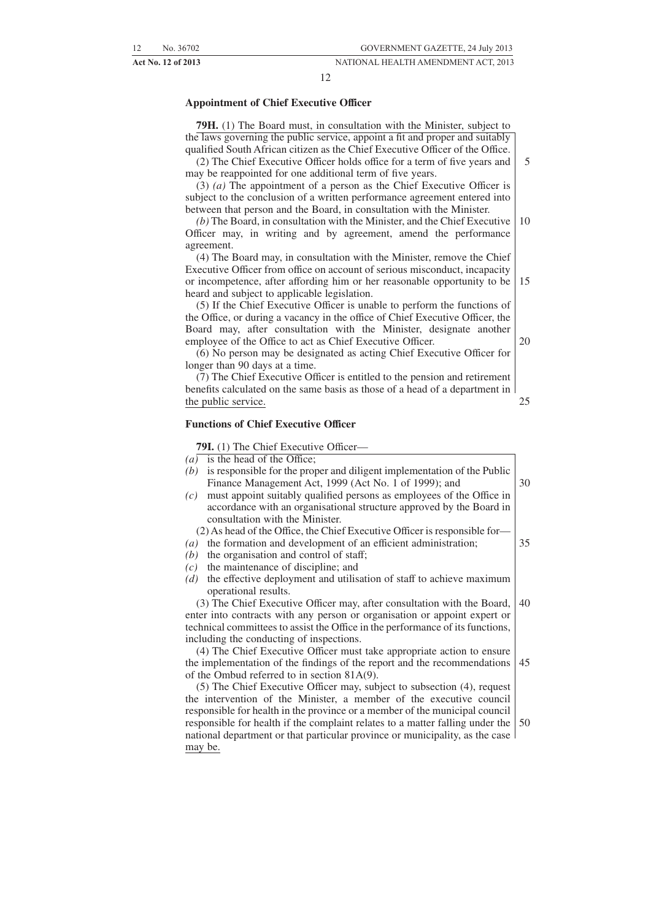### Appointment of Chief Executive Officer

**79H.** (1) The Board must, in consultation with the Minister, subject to the laws governing the public service, appoint a fit and proper and suitably qualified South African citizen as the Chief Executive Officer of the Office.

(2) The Chief Executive Officer holds office for a term of five years and may be reappointed for one additional term of five years.

(3) *(a)* The appointment of a person as the Chief Executive Officer is subject to the conclusion of a written performance agreement entered into between that person and the Board, in consultation with the Minister.

*(b)* The Board, in consultation with the Minister, and the Chief Executive Officer may, in writing and by agreement, amend the performance agreement.

(4) The Board may, in consultation with the Minister, remove the Chief Executive Officer from office on account of serious misconduct, incapacity or incompetence, after affording him or her reasonable opportunity to be heard and subject to applicable legislation.

(5) If the Chief Executive Officer is unable to perform the functions of the Office, or during a vacancy in the office of Chief Executive Officer, the Board may, after consultation with the Minister, designate another employee of the Office to act as Chief Executive Officer.

(6) No person may be designated as acting Chief Executive Officer for longer than 90 days at a time.

(7) The Chief Executive Officer is entitled to the pension and retirement benefits calculated on the same basis as those of a head of a department in the public service.

### Functions of Chief Executive Officer

**79I.** (1) The Chief Executive Officer—

*(a)* is the head of the Office;

*(b)* is responsible for the proper and diligent implementation of the Public Finance Management Act, 1999 (Act No. 1 of 1999); and

*(c)* must appoint suitably qualified persons as employees of the Office in accordance with an organisational structure approved by the Board in consultation with the Minister.

(2) As head of the Office, the Chief Executive Officer is responsible for—

*(a)* the formation and development of an efficient administration;

*(b)* the organisation and control of staff;

*(c)* the maintenance of discipline; and

*(d)* the effective deployment and utilisation of staff to achieve maximum operational results.

(3) The Chief Executive Officer may, after consultation with the Board, enter into contracts with any person or organisation or appoint expert or technical committees to assist the Office in the performance of its functions, including the conducting of inspections.

(4) The Chief Executive Officer must take appropriate action to ensure the implementation of the findings of the report and the recommendations of the Ombud referred to in section 81A(9).

(5) The Chief Executive Officer may, subject to subsection (4), request the intervention of the Minister, a member of the executive council responsible for health in the province or a member of the municipal council responsible for health if the complaint relates to a matter falling under the national department or that particular province or municipality, as the case may be.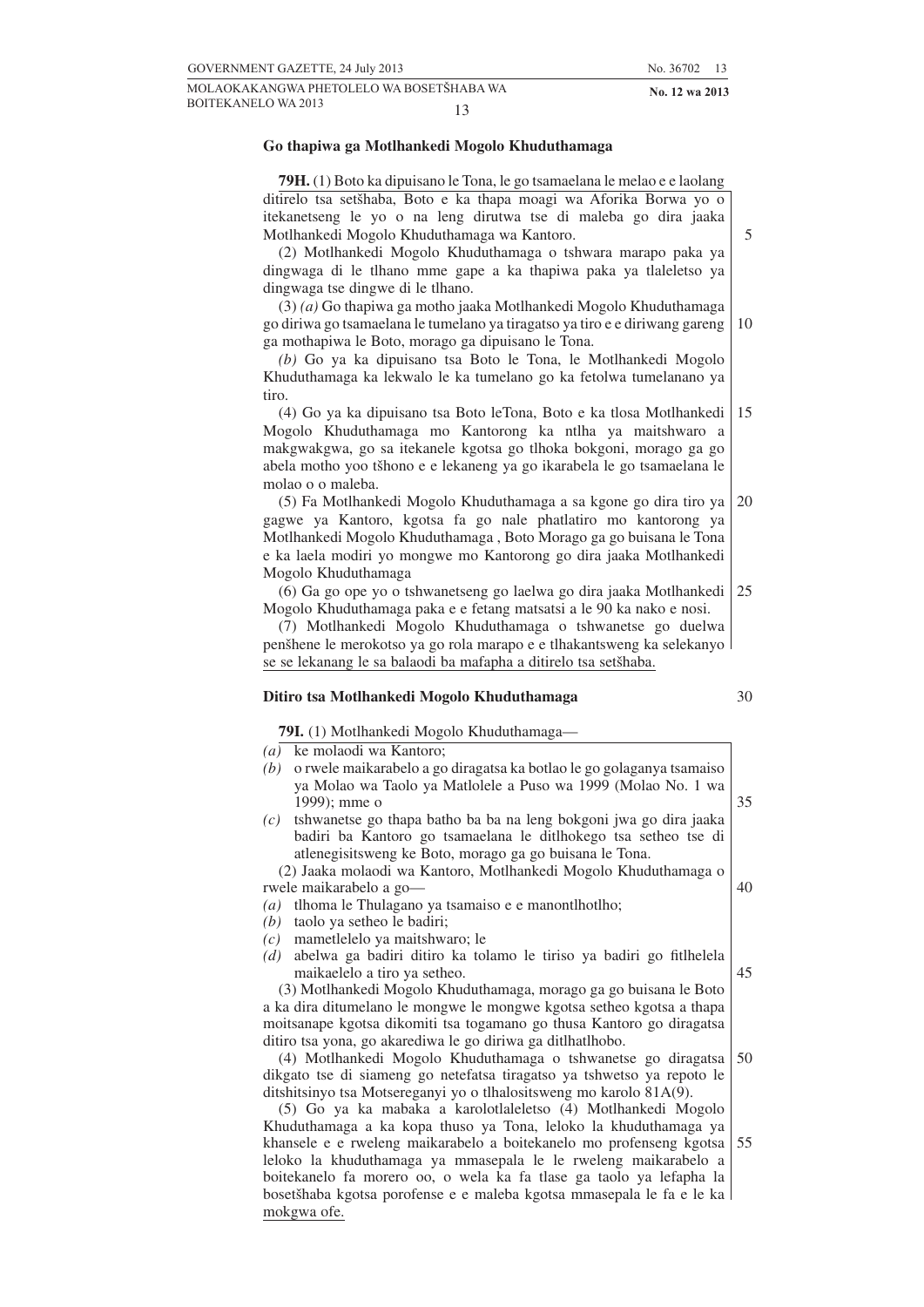### Go thapiwa ga Motlhankedi Mogolo Khuduthamaga

**79H.** (1) Boto ka dipuisano le Tona, le go tsamaelana le melao e e laolang ditirelo tsa setšhaba, Boto e ka thapa moagi wa Aforika Borwa yo o itekanetseng le yo o na leng dirutwa tse di maleba go dira jaaka Motlhankedi Mogolo Khuduthamaga wa Kantoro.

(2) Motlhankedi Mogolo Khuduthamaga o tshwara marapo paka ya dingwaga di le tlhano mme gape a ka thapiwa paka ya tlaleletso ya dingwaga tse dingwe di le tlhano.

(3) *(a)* Go thapiwa ga motho jaaka Motlhankedi Mogolo Khuduthamaga go diriwa go tsamaelana le tumelano ya tiragatso ya tiro e e diriwang gareng ga mothapiwa le Boto, morago ga dipuisano le Tona.

*(b)* Go ya ka dipuisano tsa Boto le Tona, le Motlhankedi Mogolo Khuduthamaga ka lekwalo le ka tumelano go ka fetolwa tumelanano ya tiro.

(4) Go ya ka dipuisano tsa Boto leTona, Boto e ka tlosa Motlhankedi Mogolo Khuduthamaga mo Kantorong ka ntlha ya maitshwaro a makgwakgwa, go sa itekanele kgotsa go tlhoka bokgoni, morago ga go abela motho yoo tšhono e e lekaneng ya go ikarabela le go tsamaelana le molao o o maleba.

(5) Fa Motlhankedi Mogolo Khuduthamaga a sa kgone go dira tiro ya gagwe ya Kantoro, kgotsa fa go nale phatlatiro mo kantorong ya Motlhankedi Mogolo Khuduthamaga , Boto Morago ga go buisana le Tona e ka laela modiri yo mongwe mo Kantorong go dira jaaka Motlhankedi Mogolo Khuduthamaga

(6) Ga go ope yo o tshwanetseng go laelwa go dira jaaka Motlhankedi Mogolo Khuduthamaga paka e e fetang matsatsi a le 90 ka nako e nosi.

(7) Motlhankedi Mogolo Khuduthamaga o tshwanetse go duelwa penšhene le merokotso ya go rola marapo e e tlhakantsweng ka selekanyo se se lekanang le sa balaodi ba mafapha a ditirelo tsa setšhaba.

### Ditiro tsa Motlhankedi Mogolo Khuduthamaga

**79I.** (1) Motlhankedi Mogolo Khuduthamaga—

*(a)* ke molaodi wa Kantoro;

*(b)* o rwele maikarabelo a go diragatsa ka botlao le go golaganya tsamaiso ya Molao wa Taolo ya Matlolele a Puso wa 1999 (Molao No. 1 wa 1999); mme o

*(c)* tshwanetse go thapa batho ba ba na leng bokgoni jwa go dira jaaka badiri ba Kantoro go tsamaelana le ditlhokego tsa setheo tse di atlenegisitsweng ke Boto, morago ga go buisana le Tona.

(2) Jaaka molaodi wa Kantoro, Motlhankedi Mogolo Khuduthamaga o rwele maikarabelo a go—

*(a)* tlhoma le Thulagano ya tsamaiso e e manontlhotlho;

*(b)* taolo ya setheo le badiri;

*(c)* mametlelelo ya maitshwaro; le

*(d)* abelwa ga badiri ditiro ka tolamo le tiriso ya badiri go fitlhelela maikaelelo a tiro ya setheo.

(3) Motlhankedi Mogolo Khuduthamaga, morago ga go buisana le Boto a ka dira ditumelano le mongwe le mongwe kgotsa setheo kgotsa a thapa moitsanape kgotsa dikomiti tsa togamano go thusa Kantoro go diragatsa ditiro tsa yona, go akarediwa le go diriwa ga ditlhatlhobo.

(4) Motlhankedi Mogolo Khuduthamaga o tshwanetse go diragatsa dikgato tse di siameng go netefatsa tiragatso ya tshwetso ya repoto le ditshitsinyo tsa Motsereganyi yo o tlhalositsweng mo karolo 81A(9).

(5) Go ya ka mabaka a karolotlaleletso (4) Motlhankedi Mogolo Khuduthamaga a ka kopa thuso ya Tona, leloko la khuduthamaga ya khansele e e rweleng maikarabelo a boitekanelo mo profenseng kgotsa leloko la khuduthamaga ya mmasepala le le rweleng maikarabelo a boitekanelo fa morero oo, o wela ka fa tlase ga taolo ya lefapha la bosetšhaba kgotsa porofense e e maleba kgotsa mmasepala le fa e le ka mokgwa ofe.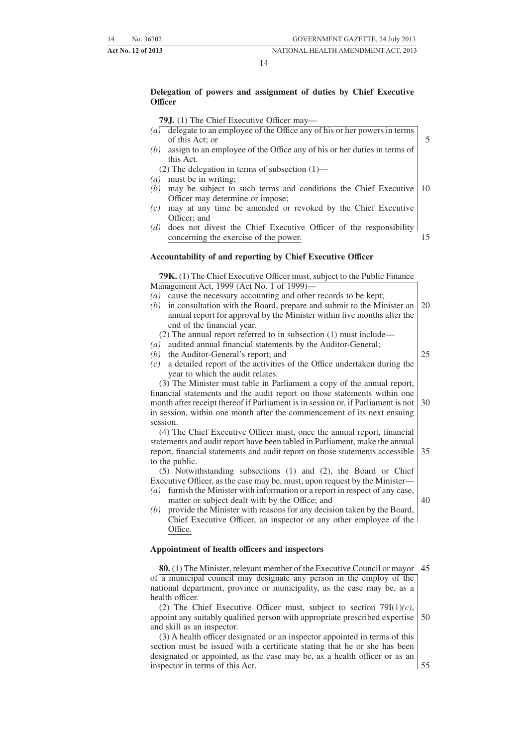**Delegation of powers and assignment of duties by Chief Executive Officer**

**79J.** (1) The Chief Executive Officer may—

*(a)* delegate to an employee of the Office any of his or her powers in terms of this Act; or

*(b)* assign to an employee of the Office any of his or her duties in terms of this Act.

(2) The delegation in terms of subsection (1)—

*(a)* must be in writing;

*(b)* may be subject to such terms and conditions the Chief Executive Officer may determine or impose;

*(c)* may at any time be amended or revoked by the Chief Executive Officer; and

*(d)* does not divest the Chief Executive Officer of the responsibility concerning the exercise of the power.

**Accountability of and reporting by Chief Executive Officer**

**79K.** (1) The Chief Executive Officer must, subject to the Public Finance Management Act, 1999 (Act No. 1 of 1999)—

*(a)* cause the necessary accounting and other records to be kept;

*(b)* in consultation with the Board, prepare and submit to the Minister an annual report for approval by the Minister within five months after the end of the financial year.

(2) The annual report referred to in subsection (1) must include—

*(a)* audited annual financial statements by the Auditor-General;

*(b)* the Auditor-General's report; and

*(c)* a detailed report of the activities of the Office undertaken during the year to which the audit relates.

(3) The Minister must table in Parliament a copy of the annual report, financial statements and the audit report on those statements within one month after receipt thereof if Parliament is in session or, if Parliament is not in session, within one month after the commencement of its next ensuing session.

(4) The Chief Executive Officer must, once the annual report, financial statements and audit report have been tabled in Parliament, make the annual report, financial statements and audit report on those statements accessible to the public.

(5) Notwithstanding subsections (1) and (2), the Board or Chief Executive Officer, as the case may be, must, upon request by the Minister—

*(a)* furnish the Minister with information or a report in respect of any case, matter or subject dealt with by the Office; and

*(b)* provide the Minister with reasons for any decision taken by the Board, Chief Executive Officer, an inspector or any other employee of the Office.

**Appointment of health officers and inspectors**

**80.** (1) The Minister, relevant member of the Executive Council or mayor of a municipal council may designate any person in the employ of the national department, province or municipality, as the case may be, as a health officer.

(2) The Chief Executive Officer must, subject to section 79I(1)*(c)*, appoint any suitably qualified person with appropriate prescribed expertise and skill as an inspector.

(3) A health officer designated or an inspector appointed in terms of this section must be issued with a certificate stating that he or she has been designated or appointed, as the case may be, as a health officer or as an inspector in terms of this Act.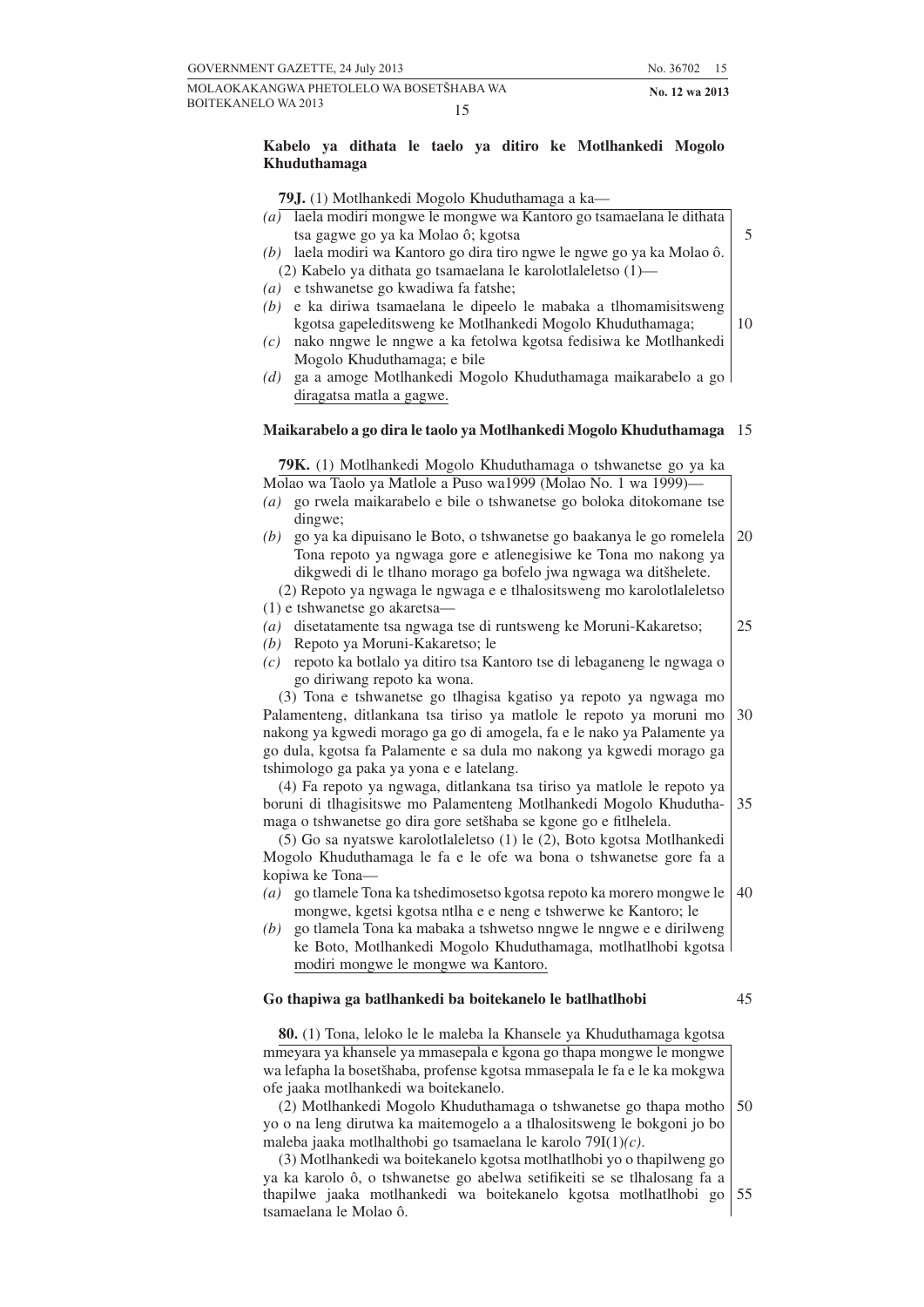**Kabelo ya dithata le taelo ya ditiro ke Motlhankedi Mogolo Khuduthamaga**

**79J.** (1) Motlhankedi Mogolo Khuduthamaga a ka—

*(a)* laela modiri mongwe le mongwe wa Kantoro go tsamaelana le dithata tsa gagwe go ya ka Molao ô; kgotsa

*(b)* laela modiri wa Kantoro go dira tiro ngwe le ngwe go ya ka Molao ô.

(2) Kabelo ya dithata go tsamaelana le karolotlaleletso (1)—

*(a)* e tshwanetse go kwadiwa fa fatshe;

*(b)* e ka diriwa tsamaelana le dipeelo le mabaka a tlhomamisitsweng kgotsa gapeleditsweng ke Motlhankedi Mogolo Khuduthamaga;

*(c)* nako nngwe le nngwe a ka fetolwa kgotsa fedisiwa ke Motlhankedi Mogolo Khuduthamaga; e bile

*(d)* ga a amoge Motlhankedi Mogolo Khuduthamaga maikarabelo a go diragatsa matla a gagwe.

**Maikarabelo a go dira le taolo ya Motlhankedi Mogolo Khuduthamaga**

**79K.** (1) Motlhankedi Mogolo Khuduthamaga o tshwanetse go ya ka Molao wa Taolo ya Matlole a Puso wa1999 (Molao No. 1 wa 1999)—

*(a)* go rwela maikarabelo e bile o tshwanetse go boloka ditokomane tse dingwe;

*(b)* go ya ka dipuisano le Boto, o tshwanetse go baakanya le go romelela Tona repoto ya ngwaga gore e atlenegisiwe ke Tona mo nakong ya dikgwedi di le tlhano morago ga bofelo jwa ngwaga wa ditšhelete.

(2) Repoto ya ngwaga le ngwaga e e tlhalositsweng mo karolotlaleletso (1) e tshwanetse go akaretsa—

*(a)* disetatamente tsa ngwaga tse di runtsweng ke Moruni-Kakaretso;

*(b)* Repoto ya Moruni-Kakaretso; le

*(c)* repoto ka botlalo ya ditiro tsa Kantoro tse di lebaganeng le ngwaga o go diriwang repoto ka wona.

(3) Tona e tshwanetse go tlhagisa kgatiso ya repoto ya ngwaga mo Palamenteng, ditlankana tsa tiriso ya matlole le repoto ya moruni mo nakong ya kgwedi morago ga go di amogela, fa e le nako ya Palamente ya go dula, kgotsa fa Palamente e sa dula mo nakong ya kgwedi morago ga tshimologo ga paka ya yona e e latelang.

(4) Fa repoto ya ngwaga, ditlankana tsa tiriso ya matlole le repoto ya boruni di tlhagisitswe mo Palamenteng Motlhankedi Mogolo Khuduthamaga o tshwanetse go dira gore setšhaba se kgone go e fitlhelela.

(5) Go sa nyatswe karolotlaleletso (1) le (2), Boto kgotsa Motlhankedi Mogolo Khuduthamaga le fa e le ofe wa bona o tshwanetse gore fa a kopiwa ke Tona—

*(a)* go tlamele Tona ka tshedimosetso kgotsa repoto ka morero mongwe le mongwe, kgetsi kgotsa ntlha e e neng e tshwerwe ke Kantoro; le

*(b)* go tlamela Tona ka mabaka a tshwetso nngwe le nngwe e e dirilweng ke Boto, Motlhankedi Mogolo Khuduthamaga, motlhatlhobi kgotsa modiri mongwe le mongwe wa Kantoro.

**Go thapiwa ga batlhankedi ba boitekanelo le batlhatlhobi**

**80.** (1) Tona, leloko le le maleba la Khansele ya Khuduthamaga kgotsa mmeyara ya khansele ya mmasepala e kgona go thapa mongwe le mongwe wa lefapha la bosetšhaba, profense kgotsa mmasepala le fa e le ka mokgwa ofe jaaka motlhankedi wa boitekanelo.

(2) Motlhankedi Mogolo Khuduthamaga o tshwanetse go thapa motho yo o na leng dirutwa ka maitemogelo a a tlhalositsweng le bokgoni jo bo maleba jaaka motlhalthobi go tsamaelana le karolo 79I(1)*(c)*.

(3) Motlhankedi wa boitekanelo kgotsa motlhatlhobi yo o thapilweng go ya ka karolo ô, o tshwanetse go abelwa setifikeiti se se tlhalosang fa a thapilwe jaaka motlhankedi wa boitekanelo kgotsa motlhatlhobi go tsamaelana le Molao ô.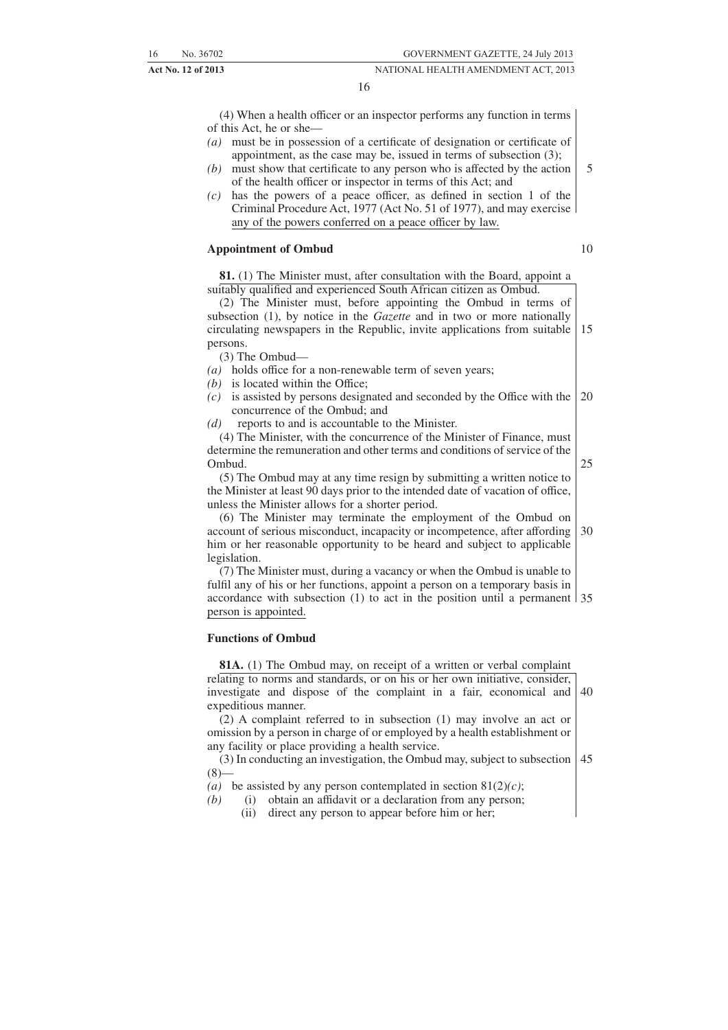(4) When a health officer or an inspector performs any function in terms of this Act, he or she—

*(a)* must be in possession of a certificate of designation or certificate of appointment, as the case may be, issued in terms of subsection (3);

*(b)* must show that certificate to any person who is affected by the action of the health officer or inspector in terms of this Act; and

*(c)* has the powers of a peace officer, as defined in section 1 of the Criminal Procedure Act, 1977 (Act No. 51 of 1977), and may exercise any of the powers conferred on a peace officer by law.

**Appointment of Ombud**

**81.** (1) The Minister must, after consultation with the Board, appoint a suitably qualified and experienced South African citizen as Ombud.

(2) The Minister must, before appointing the Ombud in terms of subsection (1), by notice in the *Gazette* and in two or more nationally circulating newspapers in the Republic, invite applications from suitable persons.

(3) The Ombud—

*(a)* holds office for a non-renewable term of seven years;

*(b)* is located within the Office;

*(c)* is assisted by persons designated and seconded by the Office with the concurrence of the Ombud; and

*(d)* reports to and is accountable to the Minister.

(4) The Minister, with the concurrence of the Minister of Finance, must determine the remuneration and other terms and conditions of service of the Ombud.

(5) The Ombud may at any time resign by submitting a written notice to the Minister at least 90 days prior to the intended date of vacation of office, unless the Minister allows for a shorter period.

(6) The Minister may terminate the employment of the Ombud on account of serious misconduct, incapacity or incompetence, after affording him or her reasonable opportunity to be heard and subject to applicable legislation.

(7) The Minister must, during a vacancy or when the Ombud is unable to fulfil any of his or her functions, appoint a person on a temporary basis in accordance with subsection (1) to act in the position until a permanent person is appointed.

**Functions of Ombud**

**81A.** (1) The Ombud may, on receipt of a written or verbal complaint relating to norms and standards, or on his or her own initiative, consider, investigate and dispose of the complaint in a fair, economical and expeditious manner.

(2) A complaint referred to in subsection (1) may involve an act or omission by a person in charge of or employed by a health establishment or any facility or place providing a health service.

(3) In conducting an investigation, the Ombud may, subject to subsection (8)—

*(a)* be assisted by any person contemplated in section 81(2)*(c)*;

*(b)* (i) obtain an affidavit or a declaration from any person;

(ii) direct any person to appear before him or her;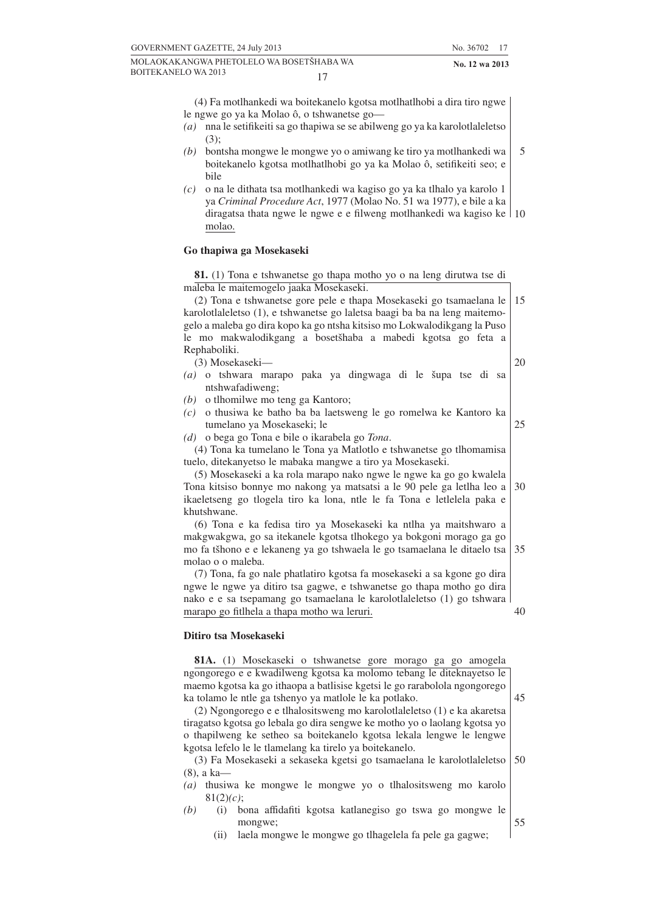(4) Fa motlhankedi wa boitekanelo kgotsa motlhatlhobi a dira tiro ngwe le ngwe go ya ka Molao ô, o tshwanetse go—

*(a)* nna le setifikeiti sa go thapiwa se se abilweng go ya ka karolotlaleletso (3);

*(b)* bontsha mongwe le mongwe yo o amiwang ke tiro ya motlhankedi wa boitekanelo kgotsa motlhatlhobi go ya ka Molao ô, setifikeiti seo; e bile

*(c)* o na le dithata tsa motlhankedi wa kagiso go ya ka tlhalo ya karolo 1 ya *Criminal Procedure Act*, 1977 (Molao No. 51 wa 1977), e bile a ka diragatsa thata ngwe le ngwe e e filweng motlhankedi wa kagiso ke molao.

### Go thapiwa ga Mosekaseki

**81.** (1) Tona e tshwanetse go thapa motho yo o na leng dirutwa tse di maleba le maitemogelo jaaka Mosekaseki.

(2) Tona e tshwanetse gore pele e thapa Mosekaseki go tsamaelana le karolotlaleletso (1), e tshwanetse go laletsa baagi ba ba na leng maitemogelo a maleba go dira kopo ka go ntsha kitsiso mo Lokwalodikgang la Puso le mo makwalodikgang a bosetšhaba a mabedi kgotsa go feta a Rephaboliki.

(3) Mosekaseki—

*(a)* o tshwara marapo paka ya dingwaga di le šupa tse di sa ntshwafadiweng;

*(b)* o tlhomilwe mo teng ga Kantoro;

*(c)* o thusiwa ke batho ba ba laetsweng le go romelwa ke Kantoro ka tumelano ya Mosekaseki; le

*(d)* o bega go Tona e bile o ikarabela go *Tona*.

(4) Tona ka tumelano le Tona ya Matlotlo e tshwanetse go tlhomamisa tuelo, ditekanyetso le mabaka mangwe a tiro ya Mosekaseki.

(5) Mosekaseki a ka rola marapo nako ngwe le ngwe ka go go kwalela Tona kitsiso bonnye mo nakong ya matsatsi a le 90 pele ga letlha leo a ikaeletseng go tlogela tiro ka lona, ntle le fa Tona e letlelela paka e khutshwane.

(6) Tona e ka fedisa tiro ya Mosekaseki ka ntlha ya maitshwaro a makgwakgwa, go sa itekanele kgotsa tlhokego ya bokgoni morago ga go mo fa tšhono e e lekaneng ya go tshwaela le go tsamaelana le ditaelo tsa molao o o maleba.

(7) Tona, fa go nale phatlatiro kgotsa fa mosekaseki a sa kgone go dira ngwe le ngwe ya ditiro tsa gagwe, e tshwanetse go thapa motho go dira nako e e sa tsepamang go tsamaelana le karolotlaleletso (1) go tshwara marapo go fitlhela a thapa motho wa leruri.

### Ditiro tsa Mosekaseki

**81A.** (1) Mosekaseki o tshwanetse gore morago ga go amogela ngongorego e e kwadilweng kgotsa ka molomo tebang le diteknayetso le maemo kgotsa ka go ithaopa a batlisise kgetsi le go rarabolola ngongorego ka tolamo le ntle ga tshenyo ya matlole le ka potlako.

(2) Ngongorego e e tlhalositsweng mo karolotlaleletso (1) e ka akaretsa tiragatso kgotsa go lebala go dira sengwe ke motho yo o laolang kgotsa yo o thapilweng ke setheo sa boitekanelo kgotsa lekala lengwe le lengwe kgotsa lefelo le le tlamelang ka tirelo ya boitekanelo.

(3) Fa Mosekaseki a sekaseka kgetsi go tsamaelana le karolotlaleletso (8), a ka—

*(a)* thusiwa ke mongwe le mongwe yo o tlhalositsweng mo karolo 81(2)*(c)*;

*(b)* (i) bona affidafiti kgotsa katlanegiso go tswa go mongwe le mongwe;

(ii) laela mongwe le mongwe go tlhagelela fa pele ga gagwe;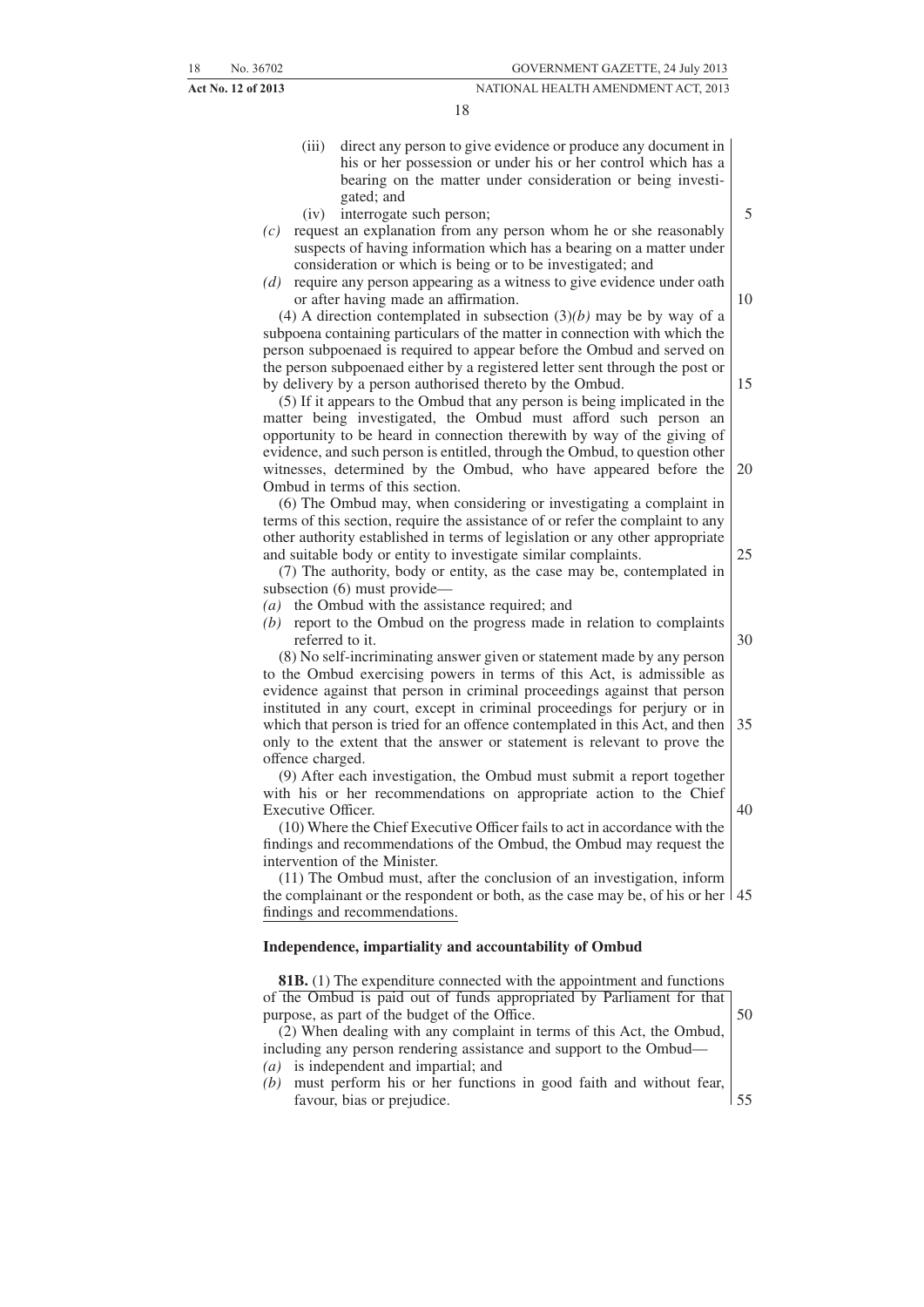(iii) direct any person to give evidence or produce any document in his or her possession or under his or her control which has a bearing on the matter under consideration or being investigated; and

(iv) interrogate such person;

*(c)* request an explanation from any person whom he or she reasonably suspects of having information which has a bearing on a matter under consideration or which is being or to be investigated; and

*(d)* require any person appearing as a witness to give evidence under oath or after having made an affirmation.

(4) A direction contemplated in subsection (3)*(b)* may be by way of a subpoena containing particulars of the matter in connection with which the person subpoenaed is required to appear before the Ombud and served on the person subpoenaed either by a registered letter sent through the post or by delivery by a person authorised thereto by the Ombud.

(5) If it appears to the Ombud that any person is being implicated in the matter being investigated, the Ombud must afford such person an opportunity to be heard in connection therewith by way of the giving of evidence, and such person is entitled, through the Ombud, to question other witnesses, determined by the Ombud, who have appeared before the Ombud in terms of this section.

(6) The Ombud may, when considering or investigating a complaint in terms of this section, require the assistance of or refer the complaint to any other authority established in terms of legislation or any other appropriate and suitable body or entity to investigate similar complaints.

(7) The authority, body or entity, as the case may be, contemplated in subsection (6) must provide—

*(a)* the Ombud with the assistance required; and

*(b)* report to the Ombud on the progress made in relation to complaints referred to it.

(8) No self-incriminating answer given or statement made by any person to the Ombud exercising powers in terms of this Act, is admissible as evidence against that person in criminal proceedings against that person instituted in any court, except in criminal proceedings for perjury or in which that person is tried for an offence contemplated in this Act, and then only to the extent that the answer or statement is relevant to prove the offence charged.

(9) After each investigation, the Ombud must submit a report together with his or her recommendations on appropriate action to the Chief Executive Officer.

(10) Where the Chief Executive Officer fails to act in accordance with the findings and recommendations of the Ombud, the Ombud may request the intervention of the Minister.

(11) The Ombud must, after the conclusion of an investigation, inform the complainant or the respondent or both, as the case may be, of his or her findings and recommendations.

**Independence, impartiality and accountability of Ombud**

**81B.** (1) The expenditure connected with the appointment and functions of the Ombud is paid out of funds appropriated by Parliament for that purpose, as part of the budget of the Office.

(2) When dealing with any complaint in terms of this Act, the Ombud, including any person rendering assistance and support to the Ombud—

*(a)* is independent and impartial; and

*(b)* must perform his or her functions in good faith and without fear, favour, bias or prejudice.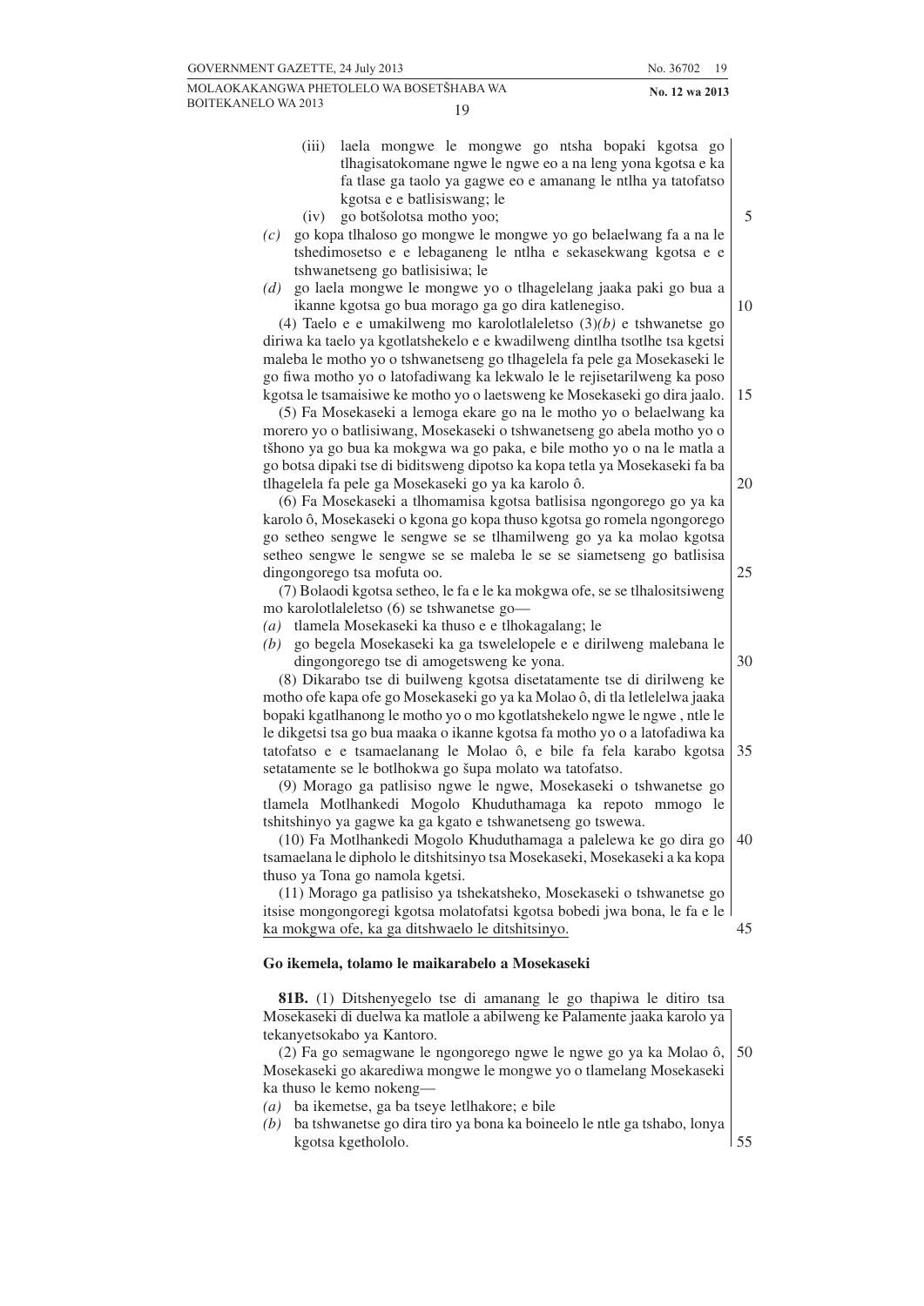(iii) laela mongwe le mongwe go ntsha bopaki kgotsa go tlhagisatokomane ngwe le ngwe eo a na leng yona kgotsa e ka fa tlase ga taolo ya gagwe eo e amanang le ntlha ya tatofatso kgotsa e e batlisiswang; le

(iv) go botšolotsa motho yoo;

*(c)* go kopa tlhaloso go mongwe le mongwe yo go belaelwang fa a na le tshedimosetso e e lebaganeng le ntlha e sekasekwang kgotsa e e tshwanetseng go batlisisiwa; le

*(d)* go laela mongwe le mongwe yo o tlhagelelang jaaka paki go bua a ikanne kgotsa go bua morago ga go dira katlenegiso.

(4) Taelo e e umakilweng mo karolotlaleletso (3)*(b)* e tshwanetse go diriwa ka taelo ya kgotlatshekelo e e kwadilweng dintlha tsotlhe tsa kgetsi maleba le motho yo o tshwanetseng go tlhagelela fa pele ga Mosekaseki le go fiwa motho yo o latofadiwang ka lekwalo le le rejisetarilweng ka poso kgotsa le tsamaisiwe ke motho yo o laetsweng ke Mosekaseki go dira jaalo.

(5) Fa Mosekaseki a lemoga ekare go na le motho yo o belaelwang ka morero yo o batlisiwang, Mosekaseki o tshwanetseng go abela motho yo o tšhono ya go bua ka mokgwa wa go paka, e bile motho yo o na le matla a go botsa dipaki tse di biditsweng dipotso ka kopa tetla ya Mosekaseki fa ba tlhagelela fa pele ga Mosekaseki go ya ka karolo ô.

(6) Fa Mosekaseki a tlhomamisa kgotsa batlisisa ngongorego go ya ka karolo ô, Mosekaseki o kgona go kopa thuso kgotsa go romela ngongorego go setheo sengwe le sengwe se se tlhamilweng go ya ka molao kgotsa setheo sengwe le sengwe se se maleba le se se siametseng go batlisisa dingongorego tsa mofuta oo.

(7) Bolaodi kgotsa setheo, le fa e le ka mokgwa ofe, se se tlhalositsiweng mo karolotlaleletso (6) se tshwanetse go—

*(a)* tlamela Mosekaseki ka thuso e e tlhokagalang; le

*(b)* go begela Mosekaseki ka ga tswelelopele e e dirilweng malebana le dingongorego tse di amogetsweng ke yona.

(8) Dikarabo tse di builweng kgotsa disetatamente tse di dirilweng ke motho ofe kapa ofe go Mosekaseki go ya ka Molao ô, di tla letlelelwa jaaka bopaki kgatlhanong le motho yo o mo kgotlatshekelo ngwe le ngwe , ntle le le dikgetsi tsa go bua maaka o ikanne kgotsa fa motho yo o a latofadiwa ka tatofatso e e tsamaelanang le Molao ô, e bile fa fela karabo kgotsa setatamente se le botlhokwa go šupa molato wa tatofatso.

(9) Morago ga patlisiso ngwe le ngwe, Mosekaseki o tshwanetse go tlamela Motlhankedi Mogolo Khuduthamaga ka repoto mmogo le tshitshinyo ya gagwe ka ga kgato e tshwanetseng go tswewa.

(10) Fa Motlhankedi Mogolo Khuduthamaga a palelewa ke go dira go tsamaelana le dipholo le ditshitsinyo tsa Mosekaseki, Mosekaseki a ka kopa thuso ya Tona go namola kgetsi.

(11) Morago ga patlisiso ya tshekatsheko, Mosekaseki o tshwanetse go itsise mongongoregi kgotsa molatofatsi kgotsa bobedi jwa bona, le fa e le ka mokgwa ofe, ka ga ditshwaelo le ditshitsinyo.

### Go ikemela, tolamo le maikarabelo a Mosekaseki

**81B.** (1) Ditshenyegelo tse di amanang le go thapiwa le ditiro tsa Mosekaseki di duelwa ka matlole a abilweng ke Palamente jaaka karolo ya tekanyetsokabo ya Kantoro.

(2) Fa go semagwane le ngongorego ngwe le ngwe go ya ka Molao ô, Mosekaseki go akarediwa mongwe le mongwe yo o tlamelang Mosekaseki ka thuso le kemo nokeng—

*(a)* ba ikemetse, ga ba tseye letlhakore; e bile

*(b)* ba tshwanetse go dira tiro ya bona ka boineelo le ntle ga tshabo, lonya kgotsa kgethololo.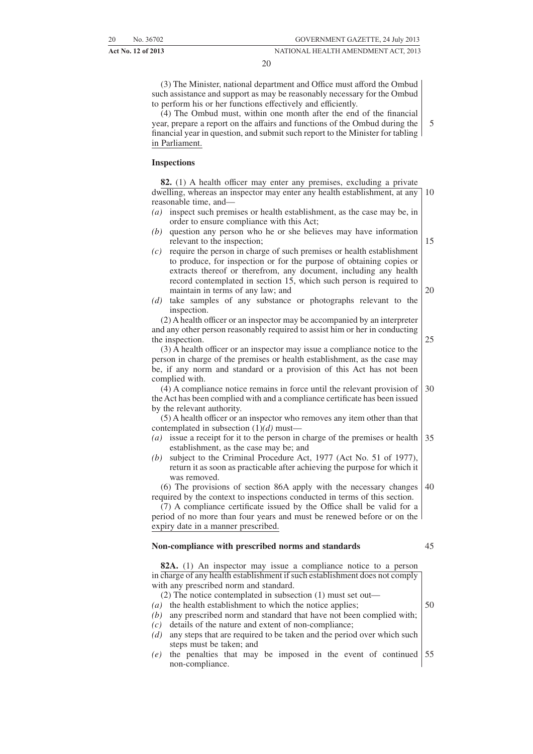(3) The Minister, national department and Office must afford the Ombud such assistance and support as may be reasonably necessary for the Ombud to perform his or her functions effectively and efficiently.

(4) The Ombud must, within one month after the end of the financial year, prepare a report on the affairs and functions of the Ombud during the financial year in question, and submit such report to the Minister for tabling in Parliament.

**Inspections**

**82.** (1) A health officer may enter any premises, excluding a private dwelling, whereas an inspector may enter any health establishment, at any reasonable time, and—

*(a)* inspect such premises or health establishment, as the case may be, in order to ensure compliance with this Act;

*(b)* question any person who he or she believes may have information relevant to the inspection;

*(c)* require the person in charge of such premises or health establishment to produce, for inspection or for the purpose of obtaining copies or extracts thereof or therefrom, any document, including any health record contemplated in section 15, which such person is required to maintain in terms of any law; and

*(d)* take samples of any substance or photographs relevant to the inspection.

(2) A health officer or an inspector may be accompanied by an interpreter and any other person reasonably required to assist him or her in conducting the inspection.

(3) A health officer or an inspector may issue a compliance notice to the person in charge of the premises or health establishment, as the case may be, if any norm and standard or a provision of this Act has not been complied with.

(4) A compliance notice remains in force until the relevant provision of the Act has been complied with and a compliance certificate has been issued by the relevant authority.

(5) A health officer or an inspector who removes any item other than that contemplated in subsection (1)*(d)* must—

*(a)* issue a receipt for it to the person in charge of the premises or health establishment, as the case may be; and

*(b)* subject to the Criminal Procedure Act, 1977 (Act No. 51 of 1977), return it as soon as practicable after achieving the purpose for which it was removed.

(6) The provisions of section 86A apply with the necessary changes required by the context to inspections conducted in terms of this section.

(7) A compliance certificate issued by the Office shall be valid for a period of no more than four years and must be renewed before or on the expiry date in a manner prescribed.

**Non-compliance with prescribed norms and standards**

**82A.** (1) An inspector may issue a compliance notice to a person in charge of any health establishment if such establishment does not comply with any prescribed norm and standard.

(2) The notice contemplated in subsection (1) must set out—

*(a)* the health establishment to which the notice applies;

*(b)* any prescribed norm and standard that have not been complied with;

*(c)* details of the nature and extent of non-compliance;

*(d)* any steps that are required to be taken and the period over which such steps must be taken; and

*(e)* the penalties that may be imposed in the event of continued non-compliance.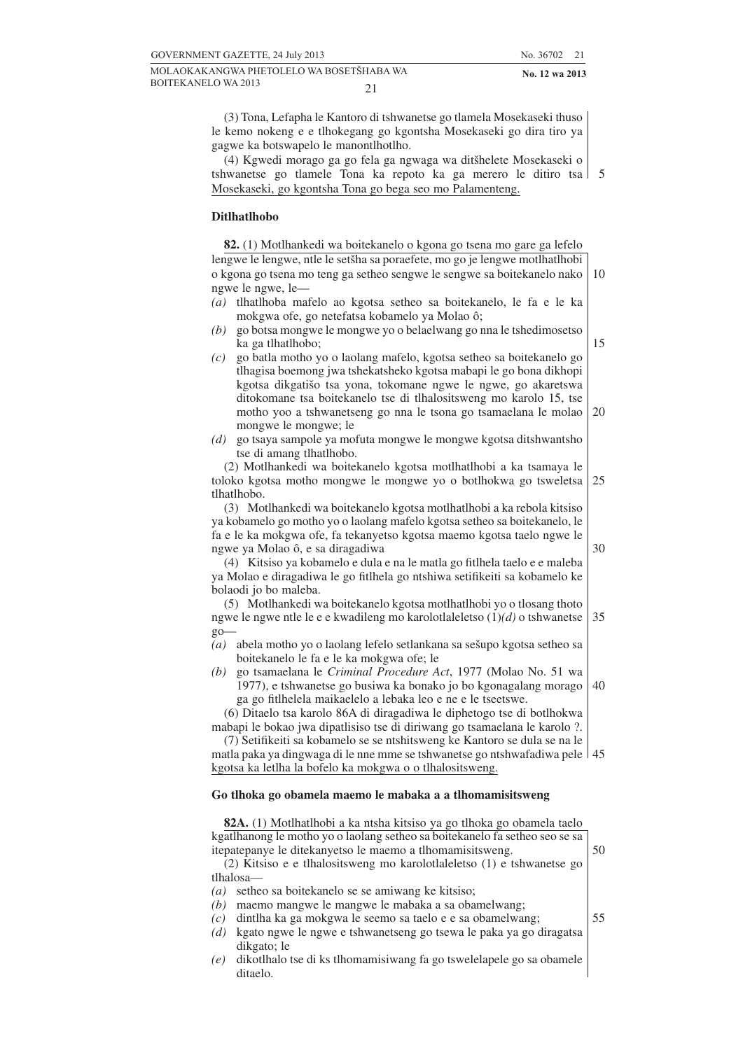(3) Tona, Lefapha le Kantoro di tshwanetse go tlamela Mosekaseki thuso le kemo nokeng e e tlhokegang go kgontsha Mosekaseki go dira tiro ya gagwe ka botswapelo le manontlhotlho.

(4) Kgwedi morago ga go fela ga ngwaga wa ditšhelete Mosekaseki o tshwanetse go tlamele Tona ka repoto ka ga merero le ditiro tsa Mosekaseki, go kgontsha Tona go bega seo mo Palamenteng.

**Ditlhatlhobo**

**82.** (1) Motlhankedi wa boitekanelo o kgona go tsena mo gare ga lefelo lengwe le lengwe, ntle le setšha sa poraefete, mo go je lengwe motlhatlhobi o kgona go tsena mo teng ga setheo sengwe le sengwe sa boitekanelo nako ngwe le ngwe, le—

*(a)* tlhatlhoba mafelo ao kgotsa setheo sa boitekanelo, le fa e le ka mokgwa ofe, go netefatsa kobamelo ya Molao ô;

*(b)* go botsa mongwe le mongwe yo o belaelwang go nna le tshedimosetso ka ga tlhatlhobo;

*(c)* go batla motho yo o laolang mafelo, kgotsa setheo sa boitekanelo go tlhagisa boemong jwa tshekatsheko kgotsa mabapi le go bona dikhopi kgotsa dikgatišo tsa yona, tokomane ngwe le ngwe, go akaretswa ditokomane tsa boitekanelo tse di tlhalositsweng mo karolo 15, tse motho yoo a tshwanetseng go nna le tsona go tsamaelana le molao mongwe le mongwe; le

*(d)* go tsaya sampole ya mofuta mongwe le mongwe kgotsa ditshwantsho tse di amang tlhatlhobo.

(2) Motlhankedi wa boitekanelo kgotsa motlhatlhobi a ka tsamaya le toloko kgotsa motho mongwe le mongwe yo o botlhokwa go tsweletsa tlhatlhobo.

(3) Motlhankedi wa boitekanelo kgotsa motlhatlhobi a ka rebola kitsiso ya kobamelo go motho yo o laolang mafelo kgotsa setheo sa boitekanelo, le fa e le ka mokgwa ofe, fa tekanyetso kgotsa maemo kgotsa taelo ngwe le ngwe ya Molao ô, e sa diragadiwa

(4) Kitsiso ya kobamelo e dula e na le matla go fitlhela taelo e e maleba ya Molao e diragadiwa le go fitlhela go ntshiwa setifikeiti sa kobamelo ke bolaodi jo bo maleba.

(5) Motlhankedi wa boitekanelo kgotsa motlhatlhobi yo o tlosang thoto ngwe le ngwe ntle le e e kwadileng mo karolotlaleletso (1)*(d)* o tshwanetse go—

*(a)* abela motho yo o laolang lefelo setlankana sa sešupo kgotsa setheo sa boitekanelo le fa e le ka mokgwa ofe; le

*(b)* go tsamaelana le *Criminal Procedure Act*, 1977 (Molao No. 51 wa 1977), e tshwanetse go busiwa ka bonako jo bo kgonagalang morago ga go fitlhelela maikaelelo a lebaka leo e ne e le tseetswe.

(6) Ditaelo tsa karolo 86A di diragadiwa le diphetogo tse di botlhokwa mabapi le bokao jwa dipatlisiso tse di diriwang go tsamaelana le karolo ?.

(7) Setifikeiti sa kobamelo se se ntshitsweng ke Kantoro se dula se na le matla paka ya dingwaga di le nne mme se tshwanetse go ntshwafadiwa pele kgotsa ka letlha la bofelo ka mokgwa o o tlhalositsweng.

**Go tlhoka go obamela maemo le mabaka a a tlhomamisitsweng**

**82A.** (1) Motlhatlhobi a ka ntsha kitsiso ya go tlhoka go obamela taelo kgatlhanong le motho yo o laolang setheo sa boitekanelo fa setheo seo se sa itepatepanye le ditekanyetso le maemo a tlhomamisitsweng.

(2) Kitsiso e e tlhalositsweng mo karolotlaleletso (1) e tshwanetse go tlhalosa—

*(a)* setheo sa boitekanelo se se amiwang ke kitsiso;

*(b)* maemo mangwe le mangwe le mabaka a sa obamelwang;

*(c)* dintlha ka ga mokgwa le seemo sa taelo e e sa obamelwang;

*(d)* kgato ngwe le ngwe e tshwanetseng go tsewa le paka ya go diragatsa dikgato; le

*(e)* dikotlhalo tse di ks tlhomamisiwang fa go tswelelapele go sa obamele ditaelo.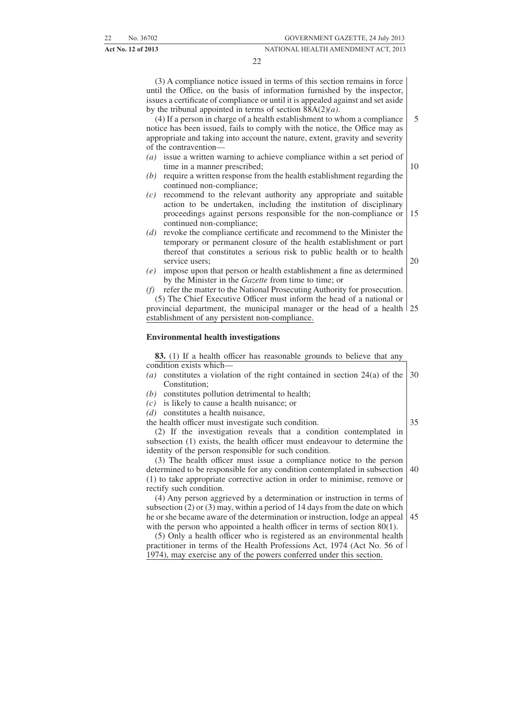(3) A compliance notice issued in terms of this section remains in force until the Office, on the basis of information furnished by the inspector, issues a certificate of compliance or until it is appealed against and set aside by the tribunal appointed in terms of section 88A(2)*(a)*.

(4) If a person in charge of a health establishment to whom a compliance notice has been issued, fails to comply with the notice, the Office may as appropriate and taking into account the nature, extent, gravity and severity of the contravention—

*(a)* issue a written warning to achieve compliance within a set period of time in a manner prescribed;

*(b)* require a written response from the health establishment regarding the continued non-compliance;

*(c)* recommend to the relevant authority any appropriate and suitable action to be undertaken, including the institution of disciplinary proceedings against persons responsible for the non-compliance or continued non-compliance;

*(d)* revoke the compliance certificate and recommend to the Minister the temporary or permanent closure of the health establishment or part thereof that constitutes a serious risk to public health or to health service users;

*(e)* impose upon that person or health establishment a fine as determined by the Minister in the *Gazette* from time to time; or

*(f)* refer the matter to the National Prosecuting Authority for prosecution.

(5) The Chief Executive Officer must inform the head of a national or provincial department, the municipal manager or the head of a health establishment of any persistent non-compliance.

**Environmental health investigations**

**83.** (1) If a health officer has reasonable grounds to believe that any condition exists which—

*(a)* constitutes a violation of the right contained in section 24(a) of the Constitution;

*(b)* constitutes pollution detrimental to health;

*(c)* is likely to cause a health nuisance; or

*(d)* constitutes a health nuisance,

the health officer must investigate such condition.

(2) If the investigation reveals that a condition contemplated in subsection (1) exists, the health officer must endeavour to determine the identity of the person responsible for such condition.

(3) The health officer must issue a compliance notice to the person determined to be responsible for any condition contemplated in subsection (1) to take appropriate corrective action in order to minimise, remove or rectify such condition.

(4) Any person aggrieved by a determination or instruction in terms of subsection (2) or (3) may, within a period of 14 days from the date on which he or she became aware of the determination or instruction, lodge an appeal with the person who appointed a health officer in terms of section 80(1).

(5) Only a health officer who is registered as an environmental health practitioner in terms of the Health Professions Act, 1974 (Act No. 56 of 1974), may exercise any of the powers conferred under this section.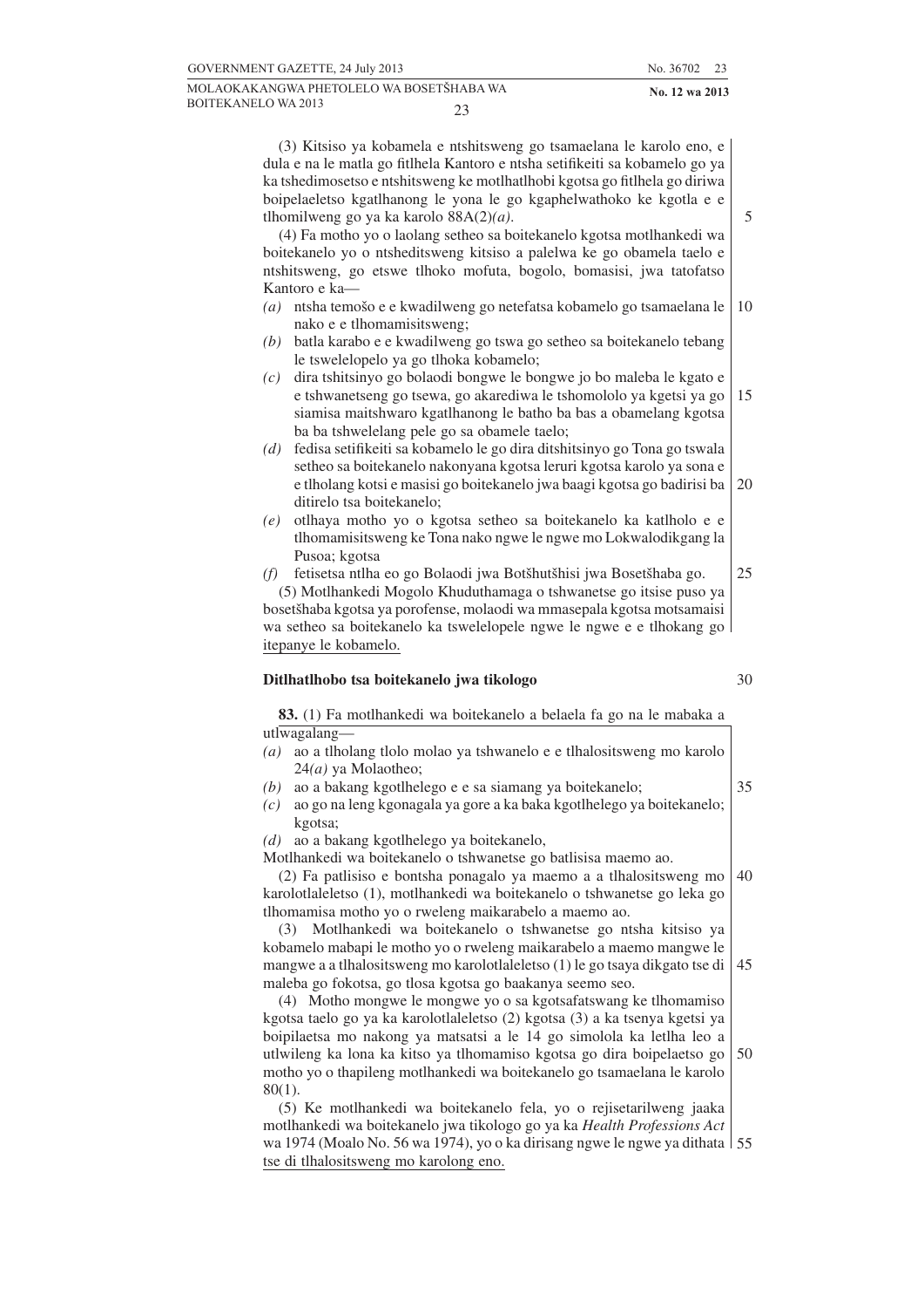(3) Kitsiso ya kobamela e ntshitsweng go tsamaelana le karolo eno, e dula e na le matla go fitlhela Kantoro e ntsha setifikeiti sa kobamelo go ya ka tshedimosetso e ntshitsweng ke motlhatlhobi kgotsa go fitlhela go diriwa boipelaeletso kgatlhanong le yona le go kgaphelwathoko ke kgotla e e tlhomilweng go ya ka karolo 88A(2)*(a)*.

(4) Fa motho yo o laolang setheo sa boitekanelo kgotsa motlhankedi wa boitekanelo yo o ntsheditsweng kitsiso a palelwa ke go obamela taelo e ntshitsweng, go etswe tlhoko mofuta, bogolo, bomasisi, jwa tatofatso Kantoro e ka—

*(a)* ntsha temošo e e kwadilweng go netefatsa kobamelo go tsamaelana le nako e e tlhomamisitsweng;

*(b)* batla karabo e e kwadilweng go tswa go setheo sa boitekanelo tebang le tswelelopelo ya go tlhoka kobamelo;

*(c)* dira tshitsinyo go bolaodi bongwe le bongwe jo bo maleba le kgato e e tshwanetseng go tsewa, go akarediwa le tshomololo ya kgetsi ya go siamisa maitshwaro kgatlhanong le batho ba bas a obamelang kgotsa ba ba tshwelelang pele go sa obamele taelo;

*(d)* fedisa setifikeiti sa kobamelo le go dira ditshitsinyo go Tona go tswala setheo sa boitekanelo nakonyana kgotsa leruri kgotsa karolo ya sona e e tlholang kotsi e masisi go boitekanelo jwa baagi kgotsa go badirisi ba ditirelo tsa boitekanelo;

*(e)* otlhaya motho yo o kgotsa setheo sa boitekanelo ka katlholo e e tlhomamisitsweng ke Tona nako ngwe le ngwe mo Lokwalodikgang la Pusoa; kgotsa

*(f)* fetisetsa ntlha eo go Bolaodi jwa Botšhutšhisi jwa Bosetšhaba go.

(5) Motlhankedi Mogolo Khuduthamaga o tshwanetse go itsise puso ya bosetšhaba kgotsa ya porofense, molaodi wa mmasepala kgotsa motsamaisi wa setheo sa boitekanelo ka tswelelopele ngwe le ngwe e e tlhokang go itepanye le kobamelo.

**Ditlhatlhobo tsa boitekanelo jwa tikologo**

**83.** (1) Fa motlhankedi wa boitekanelo a belaela fa go na le mabaka a utlwagalang—

*(a)* ao a tlholang tlolo molao ya tshwanelo e e tlhalositsweng mo karolo 24*(a)* ya Molaotheo;

*(b)* ao a bakang kgotlhelego e e sa siamang ya boitekanelo;

*(c)* ao go na leng kgonagala ya gore a ka baka kgotlhelego ya boitekanelo; kgotsa;

*(d)* ao a bakang kgotlhelego ya boitekanelo,

Motlhankedi wa boitekanelo o tshwanetse go batlisisa maemo ao.

(2) Fa patlisiso e bontsha ponagalo ya maemo a a tlhalositsweng mo karolotlaleletso (1), motlhankedi wa boitekanelo o tshwanetse go leka go tlhomamisa motho yo o rweleng maikarabelo a maemo ao.

(3) Motlhankedi wa boitekanelo o tshwanetse go ntsha kitsiso ya kobamelo mabapi le motho yo o rweleng maikarabelo a maemo mangwe le mangwe a a tlhalositsweng mo karolotlaleletso (1) le go tsaya dikgato tse di maleba go fokotsa, go tlosa kgotsa go baakanya seemo seo.

(4) Motho mongwe le mongwe yo o sa kgotsafatswang ke tlhomamiso kgotsa taelo go ya ka karolotlaleletso (2) kgotsa (3) a ka tsenya kgetsi ya boipilaetsa mo nakong ya matsatsi a le 14 go simolola ka letlha leo a utlwileng ka lona ka kitso ya tlhomamiso kgotsa go dira boipelaetso go motho yo o thapileng motlhankedi wa boitekanelo go tsamaelana le karolo 80(1).

(5) Ke motlhankedi wa boitekanelo fela, yo o rejisetarilweng jaaka motlhankedi wa boitekanelo jwa tikologo go ya ka *Health Professions Act* wa 1974 (Moalo No. 56 wa 1974), yo o ka dirisang ngwe le ngwe ya dithata tse di tlhalositsweng mo karolong eno.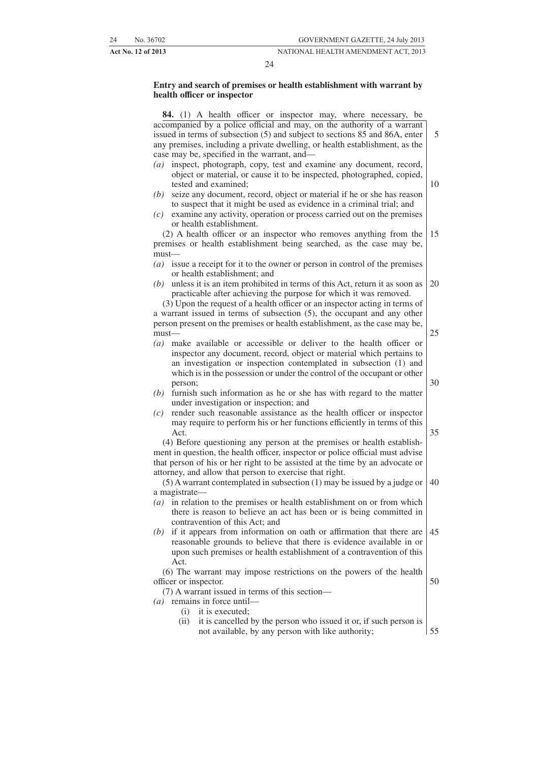**Entry and search of premises or health establishment with warrant by health officer or inspector**

**84.** (1) A health officer or inspector may, where necessary, be accompanied by a police official and may, on the authority of a warrant issued in terms of subsection (5) and subject to sections 85 and 86A, enter any premises, including a private dwelling, or health establishment, as the case may be, specified in the warrant, and—

*(a)* inspect, photograph, copy, test and examine any document, record, object or material, or cause it to be inspected, photographed, copied, tested and examined;

*(b)* seize any document, record, object or material if he or she has reason to suspect that it might be used as evidence in a criminal trial; and

*(c)* examine any activity, operation or process carried out on the premises or health establishment.

(2) A health officer or an inspector who removes anything from the premises or health establishment being searched, as the case may be, must—

*(a)* issue a receipt for it to the owner or person in control of the premises or health establishment; and

*(b)* unless it is an item prohibited in terms of this Act, return it as soon as practicable after achieving the purpose for which it was removed.

(3) Upon the request of a health officer or an inspector acting in terms of a warrant issued in terms of subsection (5), the occupant and any other person present on the premises or health establishment, as the case may be, must—

*(a)* make available or accessible or deliver to the health officer or inspector any document, record, object or material which pertains to an investigation or inspection contemplated in subsection (1) and which is in the possession or under the control of the occupant or other person;

*(b)* furnish such information as he or she has with regard to the matter under investigation or inspection; and

*(c)* render such reasonable assistance as the health officer or inspector may require to perform his or her functions efficiently in terms of this Act.

(4) Before questioning any person at the premises or health establishment in question, the health officer, inspector or police official must advise that person of his or her right to be assisted at the time by an advocate or attorney, and allow that person to exercise that right.

(5) A warrant contemplated in subsection (1) may be issued by a judge or a magistrate—

*(a)* in relation to the premises or health establishment on or from which there is reason to believe an act has been or is being committed in contravention of this Act; and

*(b)* if it appears from information on oath or affirmation that there are reasonable grounds to believe that there is evidence available in or upon such premises or health establishment of a contravention of this Act.

(6) The warrant may impose restrictions on the powers of the health officer or inspector.

(7) A warrant issued in terms of this section—

*(a)* remains in force until—

(i) it is executed;

(ii) it is cancelled by the person who issued it or, if such person is not available, by any person with like authority;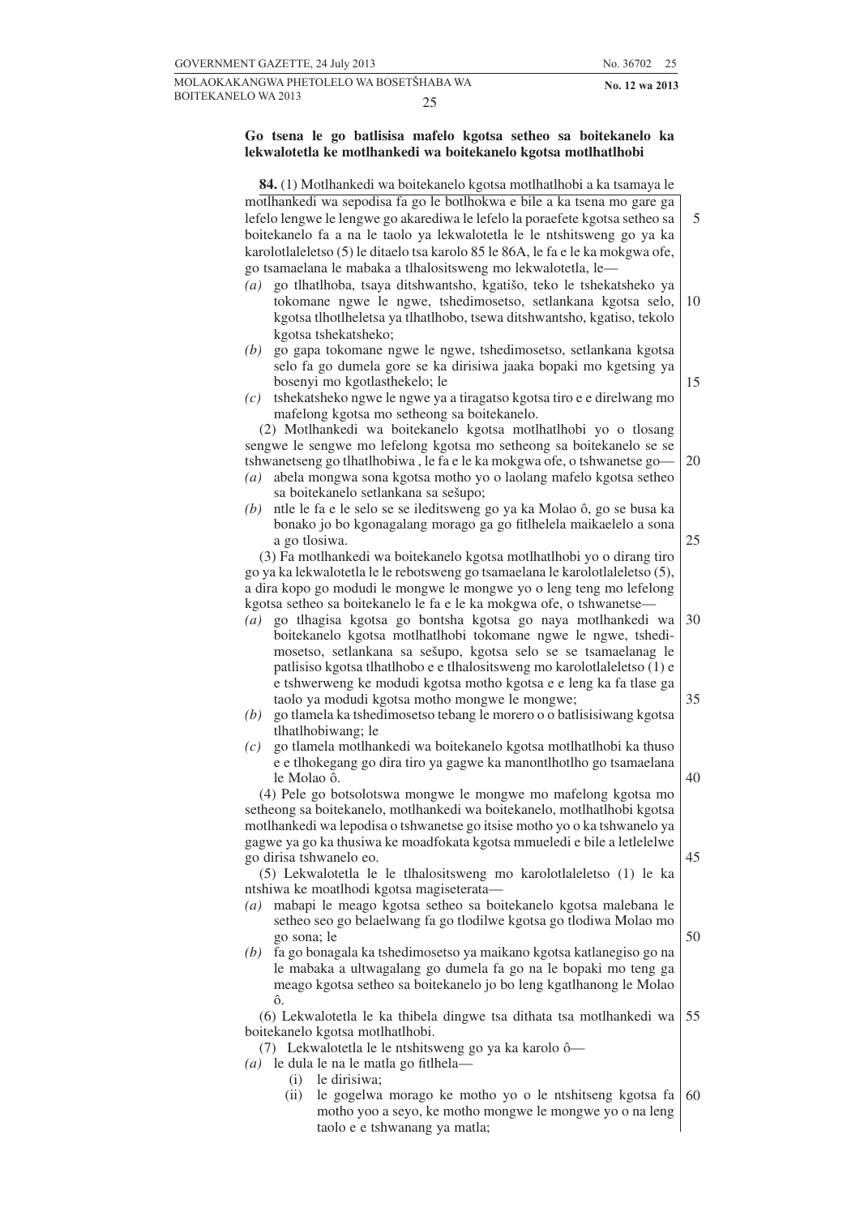**Go tsena le go batlisisa mafelo kgotsa setheo sa boitekanelo ka lekwalotetla ke motlhankedi wa boitekanelo kgotsa motlhatlhobi**

**84.** (1) Motlhankedi wa boitekanelo kgotsa motlhatlhobi a ka tsamaya le motlhankedi wa sepodisa fa go le botlhokwa e bile a ka tsena mo gare ga lefelo lengwe le lengwe go akarediwa le lefelo la poraefete kgotsa setheo sa boitekanelo fa a na le taolo ya lekwalotetla le le ntshitsweng go ya ka karolotlaleletso (5) le ditaelo tsa karolo 85 le 86A, le fa e le ka mokgwa ofe, go tsamaelana le mabaka a tlhalositsweng mo lekwalotetla, le—

*(a)* go tlhatlhoba, tsaya ditshwantsho, kgatišo, teko le tshekatsheko ya tokomane ngwe le ngwe, tshedimosetso, setlankana kgotsa selo, kgotsa tlhotlheletsa ya tlhatlhobo, tsewa ditshwantsho, kgatiso, tekolo kgotsa tshekatsheko;

*(b)* go gapa tokomane ngwe le ngwe, tshedimosetso, setlankana kgotsa selo fa go dumela gore se ka dirisiwa jaaka bopaki mo kgetsing ya bosenyi mo kgotlasthekelo; le

*(c)* tshekatsheko ngwe le ngwe ya a tiragatso kgotsa tiro e e direlwang mo mafelong kgotsa mo setheong sa boitekanelo.

(2) Motlhankedi wa boitekanelo kgotsa motlhatlhobi yo o tlosang sengwe le sengwe mo lefelong kgotsa mo setheong sa boitekanelo se se tshwanetseng go tlhatlhobiwa , le fa e le ka mokgwa ofe, o tshwanetse go—

*(a)* abela mongwa sona kgotsa motho yo o laolang mafelo kgotsa setheo sa boitekanelo setlankana sa sešupo;

*(b)* ntle le fa e le selo se se ileditsweng go ya ka Molao ô, go se busa ka bonako jo bo kgonagalang morago ga go fitlhelela maikaelelo a sona a go tlosiwa.

(3) Fa motlhankedi wa boitekanelo kgotsa motlhatlhobi yo o dirang tiro go ya ka lekwalotetla le le rebotsweng go tsamaelana le karolotlaleletso (5), a dira kopo go modudi le mongwe le mongwe yo o leng teng mo lefelong kgotsa setheo sa boitekanelo le fa e le ka mokgwa ofe, o tshwanetse—

*(a)* go tlhagisa kgotsa go bontsha kgotsa go naya motlhankedi wa boitekanelo kgotsa motlhatlhobi tokomane ngwe le ngwe, tshedimosetso, setlankana sa sešupo, kgotsa selo se se tsamaelanag le patlisiso kgotsa tlhatlhobo e e tlhalositsweng mo karolotlaleletso (1) e e tshwerweng ke modudi kgotsa motho kgotsa e e leng ka fa tlase ga taolo ya modudi kgotsa motho mongwe le mongwe;

*(b)* go tlamela ka tshedimosetso tebang le morero o o batlisisiwang kgotsa tlhatlhobiwang; le

*(c)* go tlamela motlhankedi wa boitekanelo kgotsa motlhatlhobi ka thuso e e tlhokegang go dira tiro ya gagwe ka manontlhotlho go tsamaelana le Molao ô.

(4) Pele go botsolotswa mongwe le mongwe mo mafelong kgotsa mo setheong sa boitekanelo, motlhankedi wa boitekanelo, motlhatlhobi kgotsa motlhankedi wa lepodisa o tshwanetse go itsise motho yo o ka tshwanelo ya gagwe ya go ka thusiwa ke moadfokata kgotsa mmueledi e bile a letlelelwe go dirisa tshwanelo eo.

(5) Lekwalotetla le le tlhalositsweng mo karolotlaleletso (1) le ka ntshiwa ke moatlhodi kgotsa magiseterata—

*(a)* mabapi le meago kgotsa setheo sa boitekanelo kgotsa malebana le setheo seo go belaelwang fa go tlodilwe kgotsa go tlodiwa Molao mo go sona; le

*(b)* fa go bonagala ka tshedimosetso ya maikano kgotsa katlanegiso go na le mabaka a ultwagalang go dumela fa go na le bopaki mo teng ga meago kgotsa setheo sa boitekanelo jo bo leng kgatlhanong le Molao ô.

(6) Lekwalotetla le ka thibela dingwe tsa dithata tsa motlhankedi wa boitekanelo kgotsa motlhatlhobi.

(7) Lekwalotetla le le ntshitsweng go ya ka karolo ô—

*(a)* le dula le na le matla go fitlhela—

(i) le dirisiwa;

(ii) le gogelwa morago ke motho yo o le ntshitseng kgotsa fa motho yoo a seyo, ke motho mongwe le mongwe yo o na leng taolo e e tshwanang ya matla;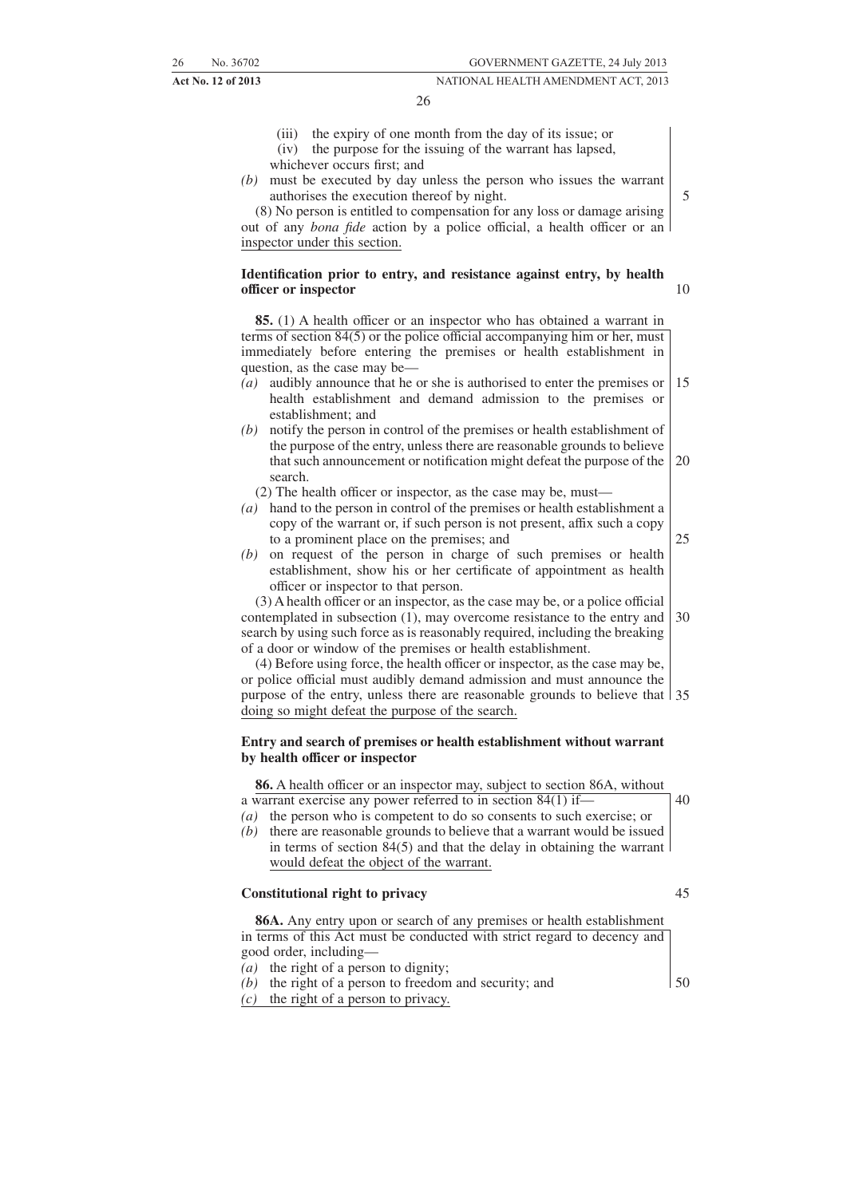(iii) the expiry of one month from the day of its issue; or

(iv) the purpose for the issuing of the warrant has lapsed,

whichever occurs first; and

*(b)* must be executed by day unless the person who issues the warrant authorises the execution thereof by night.

(8) No person is entitled to compensation for any loss or damage arising out of any *bona fide* action by a police official, a health officer or an inspector under this section.

**Identification prior to entry, and resistance against entry, by health officer or inspector**

**85.** (1) A health officer or an inspector who has obtained a warrant in terms of section 84(5) or the police official accompanying him or her, must immediately before entering the premises or health establishment in question, as the case may be—

*(a)* audibly announce that he or she is authorised to enter the premises or health establishment and demand admission to the premises or establishment; and

*(b)* notify the person in control of the premises or health establishment of the purpose of the entry, unless there are reasonable grounds to believe that such announcement or notification might defeat the purpose of the search.

(2) The health officer or inspector, as the case may be, must—

*(a)* hand to the person in control of the premises or health establishment a copy of the warrant or, if such person is not present, affix such a copy to a prominent place on the premises; and

*(b)* on request of the person in charge of such premises or health establishment, show his or her certificate of appointment as health officer or inspector to that person.

(3) A health officer or an inspector, as the case may be, or a police official contemplated in subsection (1), may overcome resistance to the entry and search by using such force as is reasonably required, including the breaking of a door or window of the premises or health establishment.

(4) Before using force, the health officer or inspector, as the case may be, or police official must audibly demand admission and must announce the purpose of the entry, unless there are reasonable grounds to believe that doing so might defeat the purpose of the search.

**Entry and search of premises or health establishment without warrant by health officer or inspector**

**86.** A health officer or an inspector may, subject to section 86A, without a warrant exercise any power referred to in section 84(1) if—

*(a)* the person who is competent to do so consents to such exercise; or

*(b)* there are reasonable grounds to believe that a warrant would be issued in terms of section 84(5) and that the delay in obtaining the warrant would defeat the object of the warrant.

**Constitutional right to privacy**

**86A.** Any entry upon or search of any premises or health establishment in terms of this Act must be conducted with strict regard to decency and good order, including—

*(a)* the right of a person to dignity;

*(b)* the right of a person to freedom and security; and

*(c)* the right of a person to privacy.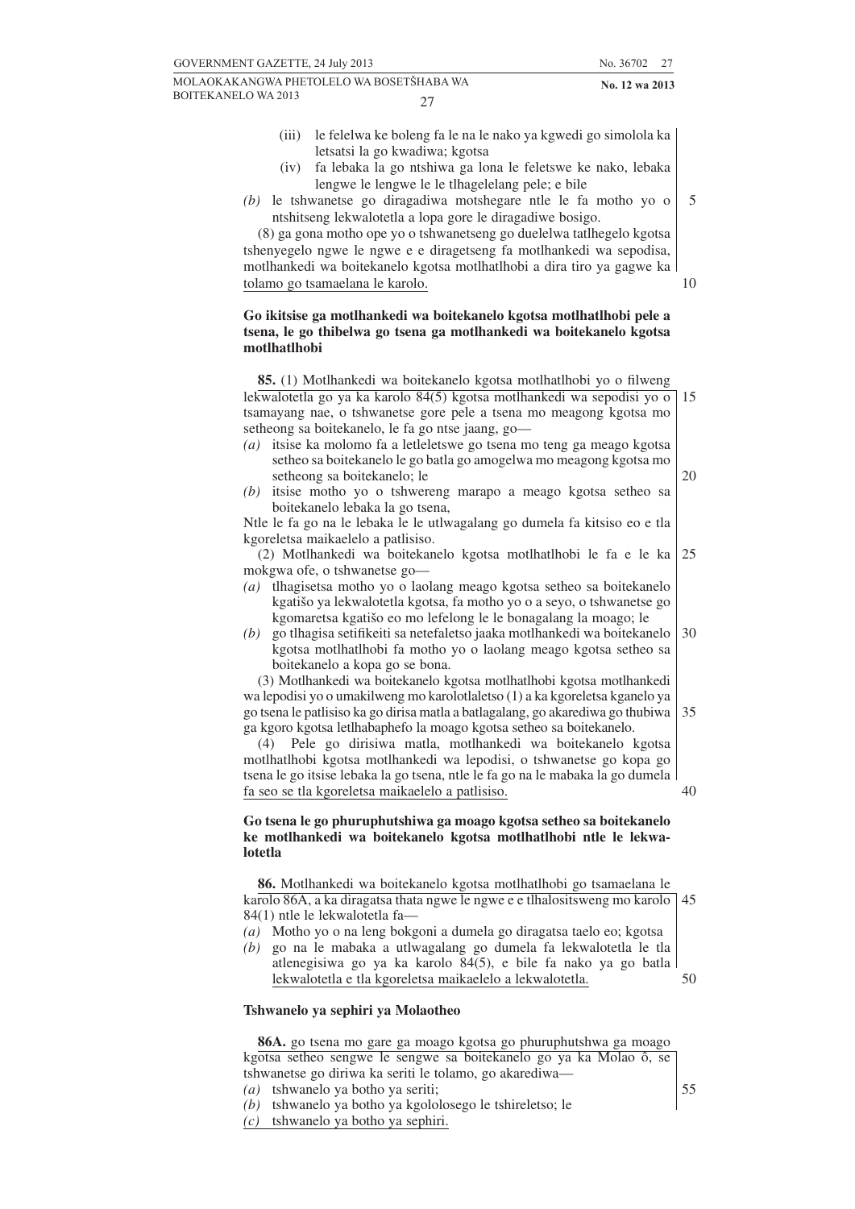(iii) le felelwa ke boleng fa le na le nako ya kgwedi go simolola ka letsatsi la go kwadiwa; kgotsa

(iv) fa lebaka la go ntshiwa ga lona le feletswe ke nako, lebaka lengwe le lengwe le le tlhagelelang pele; e bile

*(b)* le tshwanetse go diragadiwa motshegare ntle le fa motho yo o ntshitseng lekwalotetla a lopa gore le diragadiwe bosigo.

(8) ga gona motho ope yo o tshwanetseng go duelelwa tatlhegelo kgotsa tshenyegelo ngwe le ngwe e e diragetseng fa motlhankedi wa sepodisa, motlhankedi wa boitekanelo kgotsa motlhatlhobi a dira tiro ya gagwe ka tolamo go tsamaelana le karolo.

**Go ikitsise ga motlhankedi wa boitekanelo kgotsa motlhatlhobi pele a tsena, le go thibelwa go tsena ga motlhankedi wa boitekanelo kgotsa motlhatlhobi**

**85.** (1) Motlhankedi wa boitekanelo kgotsa motlhatlhobi yo o filweng lekwalotetla go ya ka karolo 84(5) kgotsa motlhankedi wa sepodisi yo o tsamayang nae, o tshwanetse gore pele a tsena mo meagong kgotsa mo setheong sa boitekanelo, le fa go ntse jaang, go—

*(a)* itsise ka molomo fa a letleletswe go tsena mo teng ga meago kgotsa setheo sa boitekanelo le go batla go amogelwa mo meagong kgotsa mo setheong sa boitekanelo; le

*(b)* itsise motho yo o tshwereng marapo a meago kgotsa setheo sa boitekanelo lebaka la go tsena,

Ntle le fa go na le lebaka le le utlwagalang go dumela fa kitsiso eo e tla kgoreletsa maikaelelo a patlisiso.

(2) Motlhankedi wa boitekanelo kgotsa motlhatlhobi le fa e le ka mokgwa ofe, o tshwanetse go—

*(a)* tlhagisetsa motho yo o laolang meago kgotsa setheo sa boitekanelo kgatišo ya lekwalotetla kgotsa, fa motho yo o a seyo, o tshwanetse go kgomaretsa kgatišo eo mo lefelong le le bonagalang la moago; le

*(b)* go tlhagisa setifikeiti sa netefaletso jaaka motlhankedi wa boitekanelo kgotsa motlhatlhobi fa motho yo o laolang meago kgotsa setheo sa boitekanelo a kopa go se bona.

(3) Motlhankedi wa boitekanelo kgotsa motlhatlhobi kgotsa motlhankedi wa lepodisi yo o umakilweng mo karolotlaletso (1) a ka kgoreletsa kganelo ya go tsena le patlisiso ka go dirisa matla a batlagalang, go akarediwa go thubiwa ga kgoro kgotsa letlhabaphefo la moago kgotsa setheo sa boitekanelo.

(4) Pele go dirisiwa matla, motlhankedi wa boitekanelo kgotsa motlhatlhobi kgotsa motlhankedi wa lepodisi, o tshwanetse go kopa go tsena le go itsise lebaka la go tsena, ntle le fa go na le mabaka la go dumela fa seo se tla kgoreletsa maikaelelo a patlisiso.

**Go tsena le go phuruphutshiwa ga moago kgotsa setheo sa boitekanelo ke motlhankedi wa boitekanelo kgotsa motlhatlhobi ntle le lekwalotetla**

**86.** Motlhankedi wa boitekanelo kgotsa motlhatlhobi go tsamaelana le karolo 86A, a ka diragatsa thata ngwe le ngwe e e tlhalositsweng mo karolo 84(1) ntle le lekwalotetla fa—

*(a)* Motho yo o na leng bokgoni a dumela go diragatsa taelo eo; kgotsa

*(b)* go na le mabaka a utlwagalang go dumela fa lekwalotetla le tla atlenegisiwa go ya ka karolo 84(5), e bile fa nako ya go batla lekwalotetla e tla kgoreletsa maikaelelo a lekwalotetla.

**Tshwanelo ya sephiri ya Molaotheo**

**86A.** go tsena mo gare ga moago kgotsa go phuruphutshwa ga moago kgotsa setheo sengwe le sengwe sa boitekanelo go ya ka Molao ô, se tshwanetse go diriwa ka seriti le tolamo, go akarediwa—

*(a)* tshwanelo ya botho ya seriti;

*(b)* tshwanelo ya botho ya kgololosego le tshireletso; le

*(c)* tshwanelo ya botho ya sephiri.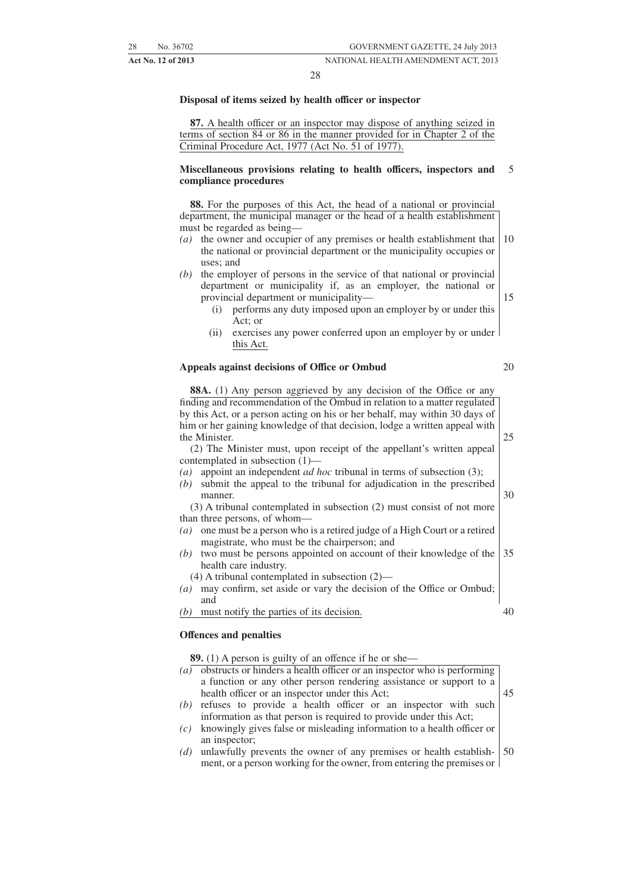**Disposal of items seized by health officer or inspector**

**87.** A health officer or an inspector may dispose of anything seized in terms of section 84 or 86 in the manner provided for in Chapter 2 of the Criminal Procedure Act, 1977 (Act No. 51 of 1977).

**Miscellaneous provisions relating to health officers, inspectors and compliance procedures**

**88.** For the purposes of this Act, the head of a national or provincial department, the municipal manager or the head of a health establishment must be regarded as being—

*(a)* the owner and occupier of any premises or health establishment that the national or provincial department or the municipality occupies or uses; and

*(b)* the employer of persons in the service of that national or provincial department or municipality if, as an employer, the national or provincial department or municipality—

   (i) performs any duty imposed upon an employer by or under this Act; or

   (ii) exercises any power conferred upon an employer by or under this Act.

**Appeals against decisions of Office or Ombud**

**88A.** (1) Any person aggrieved by any decision of the Office or any finding and recommendation of the Ombud in relation to a matter regulated by this Act, or a person acting on his or her behalf, may within 30 days of him or her gaining knowledge of that decision, lodge a written appeal with the Minister.

(2) The Minister must, upon receipt of the appellant's written appeal contemplated in subsection (1)—

*(a)* appoint an independent *ad hoc* tribunal in terms of subsection (3);

*(b)* submit the appeal to the tribunal for adjudication in the prescribed manner.

(3) A tribunal contemplated in subsection (2) must consist of not more than three persons, of whom—

*(a)* one must be a person who is a retired judge of a High Court or a retired magistrate, who must be the chairperson; and

*(b)* two must be persons appointed on account of their knowledge of the health care industry.

(4) A tribunal contemplated in subsection (2)—

*(a)* may confirm, set aside or vary the decision of the Office or Ombud; and

*(b)* must notify the parties of its decision.

**Offences and penalties**

**89.** (1) A person is guilty of an offence if he or she—

*(a)* obstructs or hinders a health officer or an inspector who is performing a function or any other person rendering assistance or support to a health officer or an inspector under this Act;

*(b)* refuses to provide a health officer or an inspector with such information as that person is required to provide under this Act;

*(c)* knowingly gives false or misleading information to a health officer or an inspector;

*(d)* unlawfully prevents the owner of any premises or health establishment, or a person working for the owner, from entering the premises or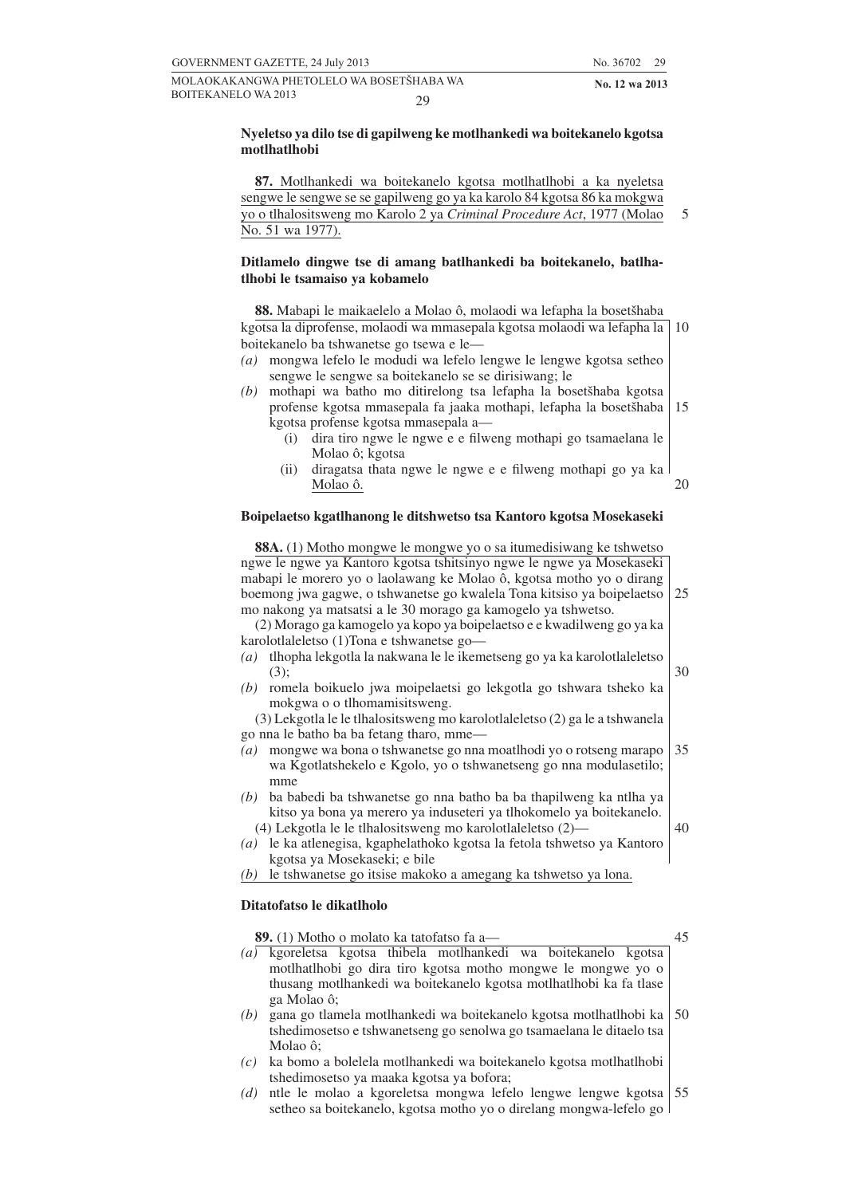**Nyeletso ya dilo tse di gapilweng ke motlhankedi wa boitekanelo kgotsa motlhatlhobi**

**87.** Motlhankedi wa boitekanelo kgotsa motlhatlhobi a ka nyeletsa sengwe le sengwe se se gapilweng go ya ka karolo 84 kgotsa 86 ka mokgwa yo o tlhalositsweng mo Karolo 2 ya *Criminal Procedure Act*, 1977 (Molao No. 51 wa 1977).

**Ditlamelo dingwe tse di amang batlhankedi ba boitekanelo, batlhatlhobi le tsamaiso ya kobamelo**

**88.** Mabapi le maikaelelo a Molao ô, molaodi wa lefapha la bosetšhaba kgotsa la diprofense, molaodi wa mmasepala kgotsa molaodi wa lefapha la boitekanelo ba tshwanetse go tsewa e le—

*(a)* mongwa lefelo le modudi wa lefelo lengwe le lengwe kgotsa setheo sengwe le sengwe sa boitekanelo se se dirisiwang; le
*(b)* mothapi wa batho mo ditirelong tsa lefapha la bosetšhaba kgotsa profense kgotsa mmasepala fa jaaka mothapi, lefapha la bosetšhaba kgotsa profense kgotsa mmasepala a—
  (i) dira tiro ngwe le ngwe e e filweng mothapi go tsamaelana le Molao ô; kgotsa
  (ii) diragatsa thata ngwe le ngwe e e filweng mothapi go ya ka Molao ô.

**Boipelaetso kgatlhanong le ditshwetso tsa Kantoro kgotsa Mosekaseki**

**88A.** (1) Motho mongwe le mongwe yo o sa itumedisiwang ke tshwetso ngwe le ngwe ya Kantoro kgotsa tshitsinyo ngwe le ngwe ya Mosekaseki mabapi le morero yo o laolawang ke Molao ô, kgotsa motho yo o dirang boemong jwa gagwe, o tshwanetse go kwalela Tona kitsiso ya boipelaetso mo nakong ya matsatsi a le 30 morago ga kamogelo ya tshwetso.

(2) Morago ga kamogelo ya kopo ya boipelaetso e e kwadilweng go ya ka karolotlaleletso (1)Tona e tshwanetse go—

*(a)* tlhopha lekgotla la nakwana le le ikemetseng go ya ka karolotlaleletso (3);
*(b)* romela boikuelo jwa moipelaetsi go lekgotla go tshwara tsheko ka mokgwa o o tlhomamisitsweng.

(3) Lekgotla le le tlhalositsweng mo karolotlaleletso (2) ga le a tshwanela go nna le batho ba ba fetang tharo, mme—

*(a)* mongwe wa bona o tshwanetse go nna moatlhodi yo o rotseng marapo wa Kgotlatshekelo e Kgolo, yo o tshwanetseng go nna modulasetilo; mme
*(b)* ba babedi ba tshwanetse go nna batho ba ba thapilweng ka ntlha ya kitso ya bona ya merero ya induseteri ya tlhokomelo ya boitekanelo.

(4) Lekgotla le le tlhalositsweng mo karolotlaleletso (2)—

*(a)* le ka atlenegisa, kgaphelathoko kgotsa la fetola tshwetso ya Kantoro kgotsa ya Mosekaseki; e bile
*(b)* le tshwanetse go itsise makoko a amegang ka tshwetso ya lona.

**Ditatofatso le dikatlholo**

**89.** (1) Motho o molato ka tatofatso fa a—

*(a)* kgoreletsa kgotsa thibela motlhankedi wa boitekanelo kgotsa motlhatlhobi go dira tiro kgotsa motho mongwe le mongwe yo o thusang motlhankedi wa boitekanelo kgotsa motlhatlhobi ka fa tlase ga Molao ô;
*(b)* gana go tlamela motlhankedi wa boitekanelo kgotsa motlhatlhobi ka tshedimosetso e tshwanetseng go senolwa go tsamaelana le ditaelo tsa Molao ô;
*(c)* ka bomo a bolelela motlhankedi wa boitekanelo kgotsa motlhatlhobi tshedimosetso ya maaka kgotsa ya bofora;
*(d)* ntle le molao a kgoreletsa mongwa lefelo lengwe lengwe kgotsa setheo sa boitekanelo, kgotsa motho yo o direlang mongwa-lefelo go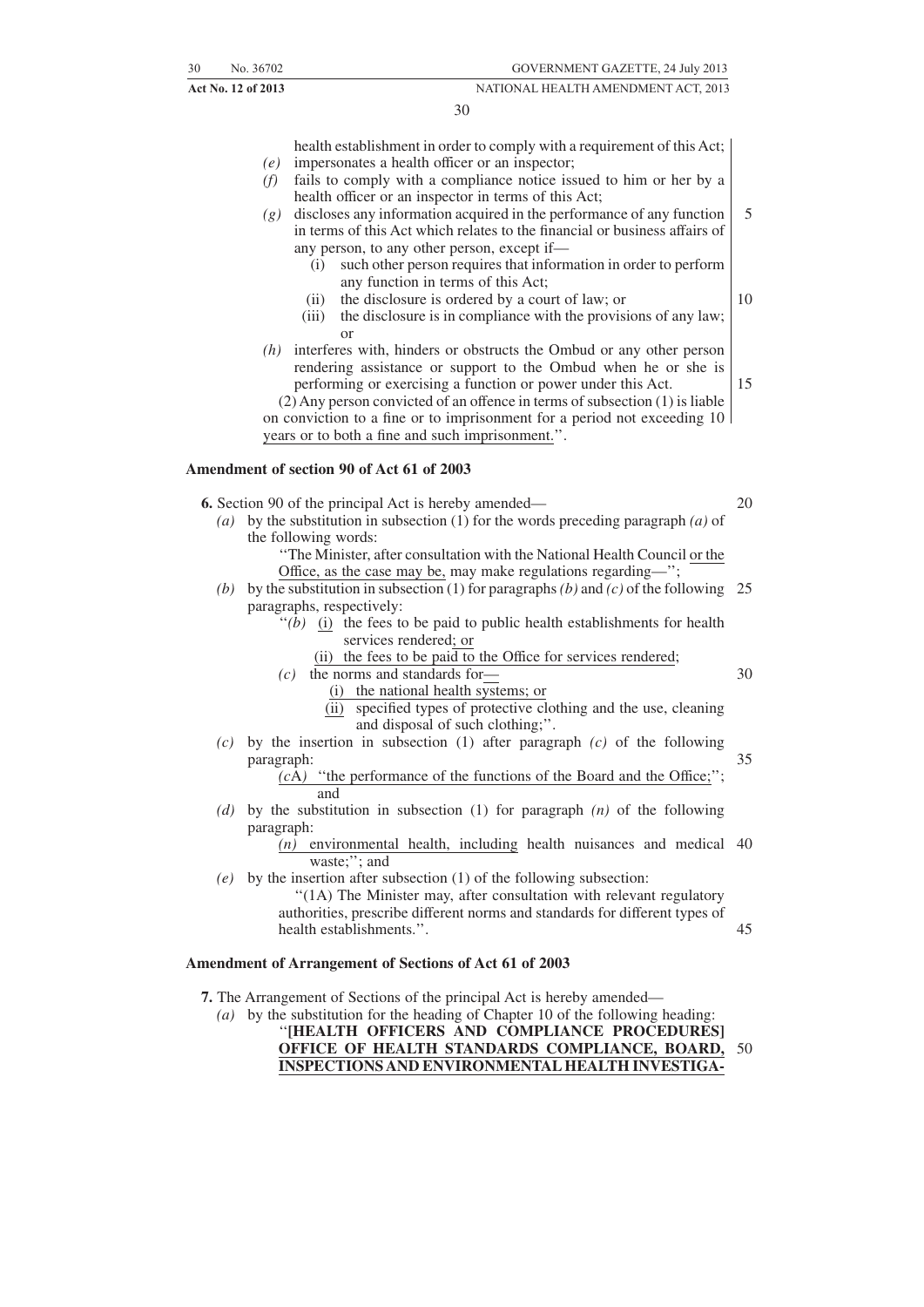health establishment in order to comply with a requirement of this Act;

*(e)* impersonates a health officer or an inspector;

*(f)* fails to comply with a compliance notice issued to him or her by a health officer or an inspector in terms of this Act;

*(g)* discloses any information acquired in the performance of any function in terms of this Act which relates to the financial or business affairs of any person, to any other person, except if—

(i) such other person requires that information in order to perform any function in terms of this Act;

(ii) the disclosure is ordered by a court of law; or

(iii) the disclosure is in compliance with the provisions of any law; or

*(h)* interferes with, hinders or obstructs the Ombud or any other person rendering assistance or support to the Ombud when he or she is performing or exercising a function or power under this Act.

(2) Any person convicted of an offence in terms of subsection (1) is liable on conviction to a fine or to imprisonment for a period not exceeding 10 years or to both a fine and such imprisonment.''.

**Amendment of section 90 of Act 61 of 2003**

**6.** Section 90 of the principal Act is hereby amended—

*(a)* by the substitution in subsection (1) for the words preceding paragraph *(a)* of the following words:

''The Minister, after consultation with the National Health Council or the Office, as the case may be, may make regulations regarding—'';

*(b)* by the substitution in subsection (1) for paragraphs *(b)* and *(c)* of the following paragraphs, respectively:

''*(b)* (i) the fees to be paid to public health establishments for health services rendered; or

(ii) the fees to be paid to the Office for services rendered;

*(c)* the norms and standards for—

(i) the national health systems; or

(ii) specified types of protective clothing and the use, cleaning and disposal of such clothing;''.

*(c)* by the insertion in subsection (1) after paragraph *(c)* of the following paragraph:

*(c*A*)* ''the performance of the functions of the Board and the Office;''; and

*(d)* by the substitution in subsection (1) for paragraph *(n)* of the following paragraph:

*(n)* environmental health, including health nuisances and medical waste;''; and

*(e)* by the insertion after subsection (1) of the following subsection:

''(1A) The Minister may, after consultation with relevant regulatory authorities, prescribe different norms and standards for different types of health establishments.''.

**Amendment of Arrangement of Sections of Act 61 of 2003**

**7.** The Arrangement of Sections of the principal Act is hereby amended—

*(a)* by the substitution for the heading of Chapter 10 of the following heading:

''**[HEALTH OFFICERS AND COMPLIANCE PROCEDURES] OFFICE OF HEALTH STANDARDS COMPLIANCE, BOARD, INSPECTIONS AND ENVIRONMENTAL HEALTH INVESTIGA-**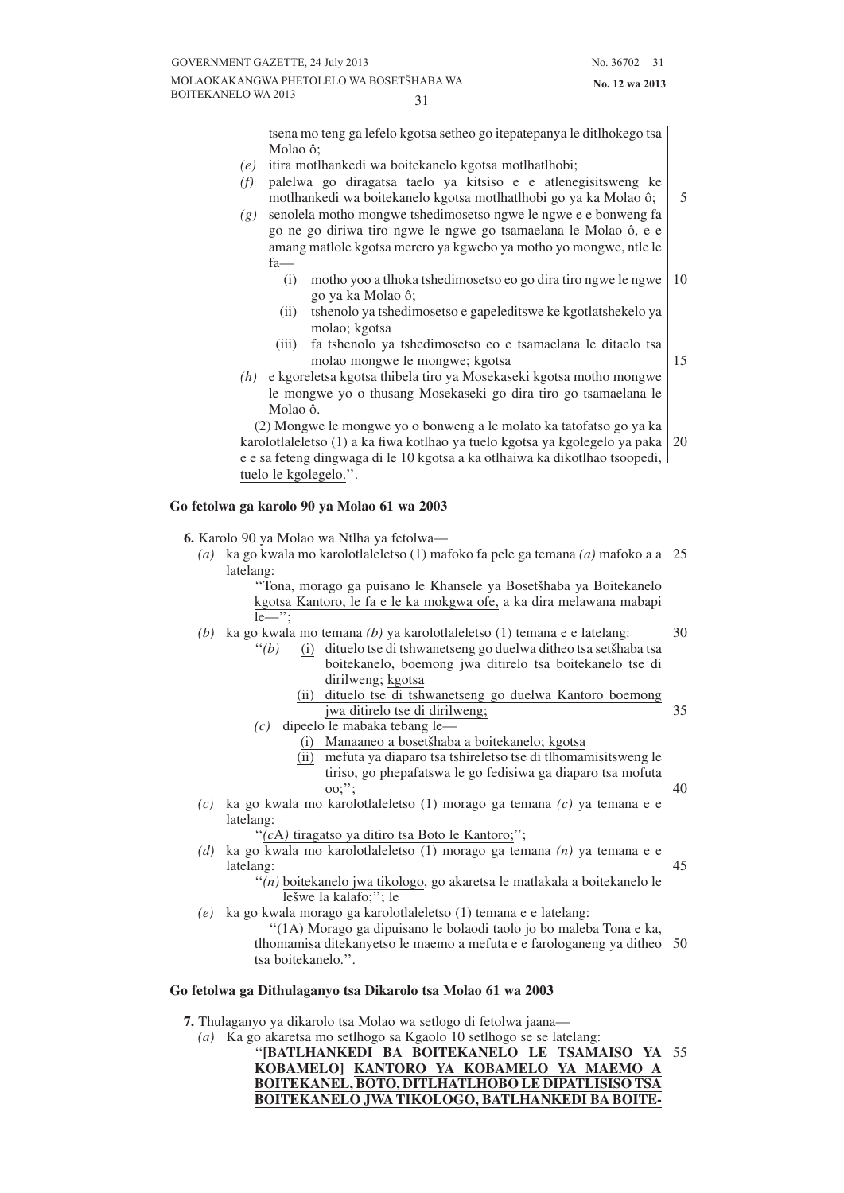tsena mo teng ga lefelo kgotsa setheo go itepatepanya le ditlhokego tsa Molao ô;

*(e)* itira motlhankedi wa boitekanelo kgotsa motlhatlhobi;

*(f)* palelwa go diragatsa taelo ya kitsiso e e atlenegisitsweng ke motlhankedi wa boitekanelo kgotsa motlhatlhobi go ya ka Molao ô;

*(g)* senolela motho mongwe tshedimosetso ngwe le ngwe e e bonweng fa go ne go diriwa tiro ngwe le ngwe go tsamaelana le Molao ô, e e amang matlole kgotsa merero ya kgwebo ya motho yo mongwe, ntle le fa—

(i) motho yoo a tlhoka tshedimosetso eo go dira tiro ngwe le ngwe go ya ka Molao ô;

(ii) tshenolo ya tshedimosetso e gapeleditswe ke kgotlatshekelo ya molao; kgotsa

(iii) fa tshenolo ya tshedimosetso eo e tsamaelana le ditaelo tsa molao mongwe le mongwe; kgotsa

*(h)* e kgoreletsa kgotsa thibela tiro ya Mosekaseki kgotsa motho mongwe le mongwe yo o thusang Mosekaseki go dira tiro go tsamaelana le Molao ô.

(2) Mongwe le mongwe yo o bonweng a le molato ka tatofatso go ya ka karolotlaleletso (1) a ka fiwa kotlhao ya tuelo kgotsa ya kgolegelo ya paka e e sa feteng dingwaga di le 10 kgotsa a ka otlhaiwa ka dikotlhao tsoopedi, <u>tuelo le kgolegelo.</u>''.

**Go fetolwa ga karolo 90 ya Molao 61 wa 2003**

**6.** Karolo 90 ya Molao wa Ntlha ya fetolwa—

*(a)* ka go kwala mo karolotlaleletso (1) mafoko fa pele ga temana *(a)* mafoko a a latelang:

''Tona, morago ga puisano le Khansele ya Bosetšhaba ya Boitekanelo <u>kgotsa Kantoro, le fa e le ka mokgwa ofe,</u> a ka dira melawana mabapi le—'';

*(b)* ka go kwala mo temana *(b)* ya karolotlaleletso (1) temana e e latelang:

''*(b)* <u>(i)</u> dituelo tse di tshwanetseng go duelwa ditheo tsa setšhaba tsa boitekanelo, boemong jwa ditirelo tsa boitekanelo tse di dirilweng; <u>kgotsa</u>

<u>(ii) dituelo tse di tshwanetseng go duelwa Kantoro boemong jwa ditirelo tse di dirilweng;</u>

*(c)* dipeelo le mabaka tebang le—

<u>(i) Manaaneo a bosetšhaba a boitekanelo; kgotsa</u>

<u>(ii)</u> mefuta ya diaparo tsa tshireletso tse di tlhomamisitsweng le tiriso, go phepafatswa le go fedisiwa ga diaparo tsa mofuta oo;'';

*(c)* ka go kwala mo karolotlaleletso (1) morago ga temana *(c)* ya temana e e latelang:

''<u>*(c*A*)* tiragatso ya ditiro tsa Boto le Kantoro;</u>'';

*(d)* ka go kwala mo karolotlaleletso (1) morago ga temana *(n)* ya temana e e latelang:

''*(n)* <u>boitekanelo jwa tikologo</u>, go akaretsa le matlakala a boitekanelo le lešwe la kalafo;''; le

*(e)* ka go kwala morago ga karolotlaleletso (1) temana e e latelang:

''(1A) Morago ga dipuisano le bolaodi taolo jo bo maleba Tona e ka, tlhomamisa ditekanyetso le maemo a mefuta e e farologaneng ya ditheo tsa boitekanelo.''.

**Go fetolwa ga Dithulaganyo tsa Dikarolo tsa Molao 61 wa 2003**

**7.** Thulaganyo ya dikarolo tsa Molao wa setlogo di fetolwa jaana—

*(a)* Ka go akaretsa mo setlhogo sa Kgaolo 10 setlhogo se se latelang:

''**[BATLHANKEDI BA BOITEKANELO LE TSAMAISO YA KOBAMELO]** <u>**KANTORO YA KOBAMELO YA MAEMO A BOITEKANEL, BOTO, DITLHATLHOBO LE DIPATLISISO TSA BOITEKANELO JWA TIKOLOGO, BATLHANKEDI BA BOITE-**</u>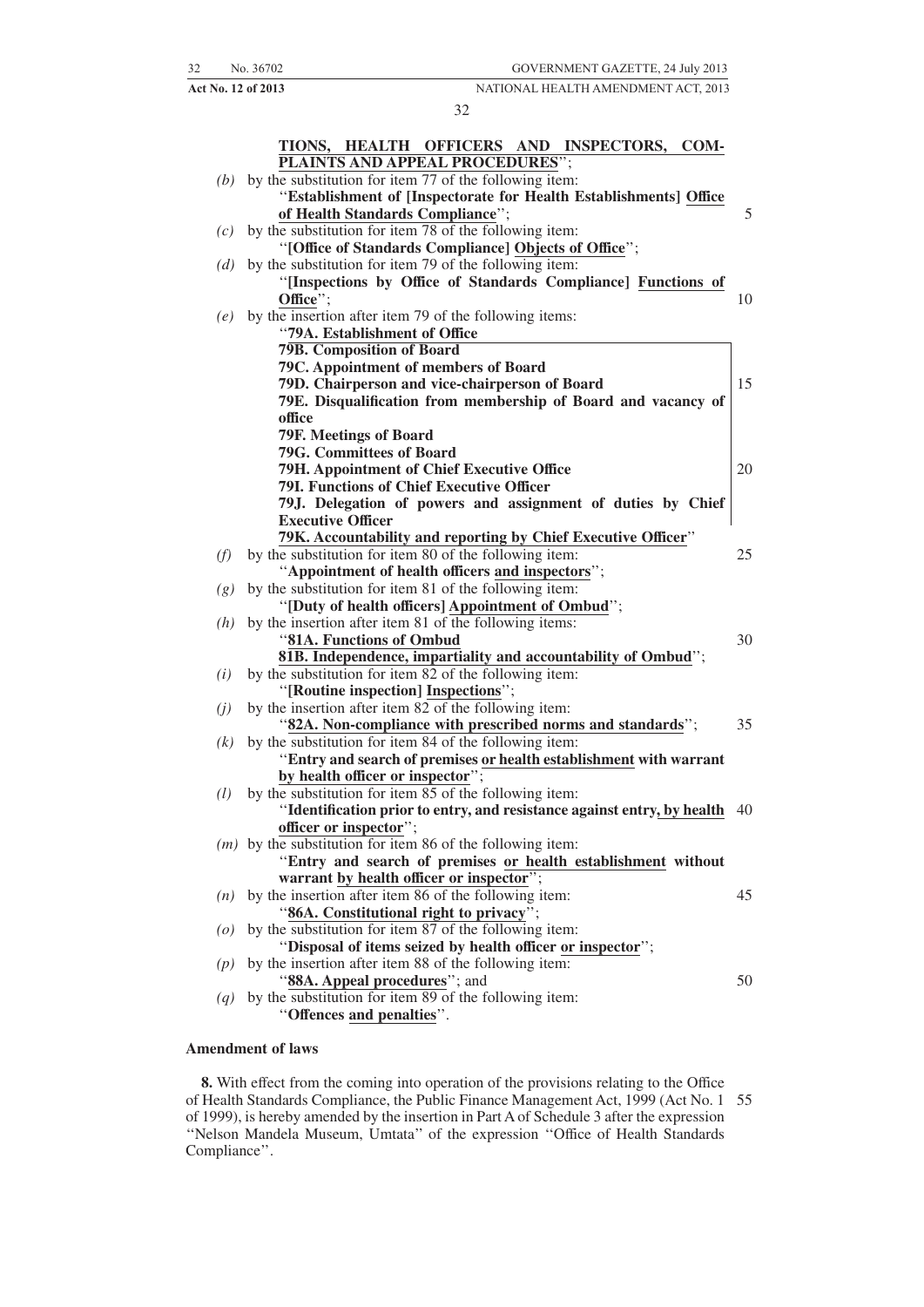**TIONS, HEALTH OFFICERS AND INSPECTORS, COMPLAINTS AND APPEAL PROCEDURES**'';

*(b)* by the substitution for item 77 of the following item:
''**Establishment of [Inspectorate for Health Establishments] Office of Health Standards Compliance**'';

*(c)* by the substitution for item 78 of the following item:
''**[Office of Standards Compliance] Objects of Office**'';

*(d)* by the substitution for item 79 of the following item:
''**[Inspections by Office of Standards Compliance] Functions of Office**'';

*(e)* by the insertion after item 79 of the following items:
''**79A. Establishment of Office**
**79B. Composition of Board**
**79C. Appointment of members of Board**
**79D. Chairperson and vice-chairperson of Board**
**79E. Disqualification from membership of Board and vacancy of office**
**79F. Meetings of Board**
**79G. Committees of Board**
**79H. Appointment of Chief Executive Office**
**79I. Functions of Chief Executive Officer**
**79J. Delegation of powers and assignment of duties by Chief Executive Officer**
**79K. Accountability and reporting by Chief Executive Officer**''

*(f)* by the substitution for item 80 of the following item:
''**Appointment of health officers and inspectors**'';

*(g)* by the substitution for item 81 of the following item:
''**[Duty of health officers] Appointment of Ombud**'';

*(h)* by the insertion after item 81 of the following items:
''**81A. Functions of Ombud**
**81B. Independence, impartiality and accountability of Ombud**'';

*(i)* by the substitution for item 82 of the following item:
''**[Routine inspection] Inspections**'';

*(j)* by the insertion after item 82 of the following item:
''**82A. Non-compliance with prescribed norms and standards**'';

*(k)* by the substitution for item 84 of the following item:
''**Entry and search of premises or health establishment with warrant by health officer or inspector**'';

*(l)* by the substitution for item 85 of the following item:
''**Identification prior to entry, and resistance against entry, by health officer or inspector**'';

*(m)* by the substitution for item 86 of the following item:
''**Entry and search of premises or health establishment without warrant by health officer or inspector**'';

*(n)* by the insertion after item 86 of the following item:
''**86A. Constitutional right to privacy**'';

*(o)* by the substitution for item 87 of the following item:
''**Disposal of items seized by health officer or inspector**'';

*(p)* by the insertion after item 88 of the following item:
''**88A. Appeal procedures**''; and

*(q)* by the substitution for item 89 of the following item:
''**Offences and penalties**''.

**Amendment of laws**

**8.** With effect from the coming into operation of the provisions relating to the Office of Health Standards Compliance, the Public Finance Management Act, 1999 (Act No. 1 of 1999), is hereby amended by the insertion in Part A of Schedule 3 after the expression ''Nelson Mandela Museum, Umtata'' of the expression ''Office of Health Standards Compliance''.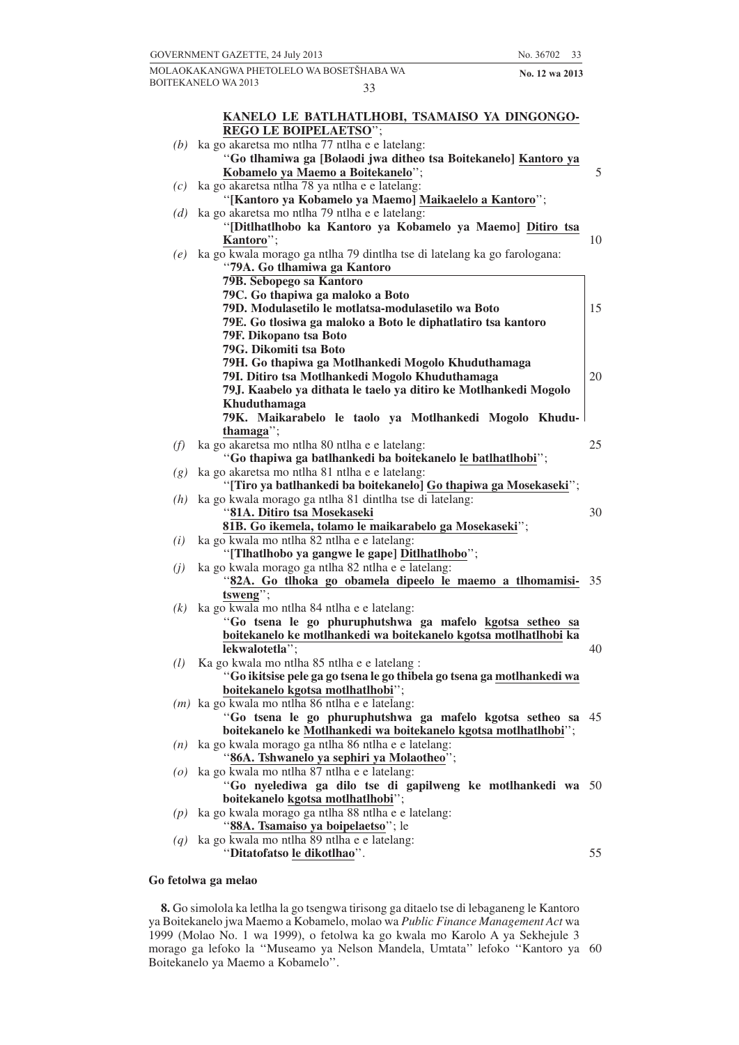**KANELO LE BATLHATLHOBI, TSAMAISO YA DINGONGOREGO LE BOIPELAETSO**'';

*(b)* ka go akaretsa mo ntlha 77 ntlha e e latelang:
"**Go tlhamiwa ga [Bolaodi jwa ditheo tsa Boitekanelo] Kantoro ya Kobamelo ya Maemo a Boitekanelo**'';

*(c)* ka go akaretsa ntlha 78 ya ntlha e e latelang:
"**[Kantoro ya Kobamelo ya Maemo] Maikaelelo a Kantoro**'';

*(d)* ka go akaretsa mo ntlha 79 ntlha e e latelang:
"**[Ditlhatlhobo ka Kantoro ya Kobamelo ya Maemo] Ditiro tsa Kantoro**'';

*(e)* ka go kwala morago ga ntlha 79 dintlha tse di latelang ka go farologana:
"**79A. Go tlhamiwa ga Kantoro**
**79B. Sebopego sa Kantoro**
**79C. Go thapiwa ga maloko a Boto**
**79D. Modulasetilo le motlatsa-modulasetilo wa Boto**
**79E. Go tlosiwa ga maloko a Boto le diphatlatiro tsa kantoro**
**79F. Dikopano tsa Boto**
**79G. Dikomiti tsa Boto**
**79H. Go thapiwa ga Motlhankedi Mogolo Khuduthamaga**
**79I. Ditiro tsa Motlhankedi Mogolo Khuduthamaga**
**79J. Kaabelo ya dithata le taelo ya ditiro ke Motlhankedi Mogolo Khuduthamaga**
**79K. Maikarabelo le taolo ya Motlhankedi Mogolo Khuduthamaga**'';

*(f)* ka go akaretsa mo ntlha 80 ntlha e e latelang:
"**Go thapiwa ga batlhankedi ba boitekanelo le batlhatlhobi**'';

*(g)* ka go akaretsa mo ntlha 81 ntlha e e latelang:
"**[Tiro ya batlhankedi ba boitekanelo] Go thapiwa ga Mosekaseki**'';

*(h)* ka go kwala morago ga ntlha 81 dintlha tse di latelang:
"**81A. Ditiro tsa Mosekaseki**
**81B. Go ikemela, tolamo le maikarabelo ga Mosekaseki**'';

*(i)* ka go kwala mo ntlha 82 ntlha e e latelang:
"**[Tlhatlhobo ya gangwe le gape] Ditlhatlhobo**'';

*(j)* ka go kwala morago ga ntlha 82 ntlha e e latelang:
"**82A. Go tlhoka go obamela dipeelo le maemo a tlhomamisitsweng**'';

*(k)* ka go kwala mo ntlha 84 ntlha e e latelang:
"**Go tsena le go phuruphutshwa ga mafelo kgotsa setheo sa boitekanelo ke motlhankedi wa boitekanelo kgotsa motlhatlhobi ka lekwalotetla**'';

*(l)* Ka go kwala mo ntlha 85 ntlha e e latelang :
"**Go ikitsise pele ga go tsena le go thibela go tsena ga motlhankedi wa boitekanelo kgotsa motlhatlhobi**'';

*(m)* ka go kwala mo ntlha 86 ntlha e e latelang:
"**Go tsena le go phuruphutshwa ga mafelo kgotsa setheo sa boitekanelo ke Motlhankedi wa boitekanelo kgotsa motlhatlhobi**'';

*(n)* ka go kwala morago ga ntlha 86 ntlha e e latelang:
"**86A. Tshwanelo ya sephiri ya Molaotheo**'';

*(o)* ka go kwala mo ntlha 87 ntlha e e latelang:
"**Go nyelediwa ga dilo tse di gapilweng ke motlhankedi wa boitekanelo kgotsa motlhatlhobi**'';

*(p)* ka go kwala morago ga ntlha 88 ntlha e e latelang:
"**88A. Tsamaiso ya boipelaetso**''; le

*(q)* ka go kwala mo ntlha 89 ntlha e e latelang:
"**Ditatofatso le dikotlhao**''.

**Go fetolwa ga melao**

**8.** Go simolola ka letlha la go tsengwa tirisong ga ditaelo tse di lebaganeng le Kantoro ya Boitekanelo jwa Maemo a Kobamelo, molao wa *Public Finance Management Act* wa 1999 (Molao No. 1 wa 1999), o fetolwa ka go kwala mo Karolo A ya Sekhejule 3 morago ga lefoko la ''Museamo ya Nelson Mandela, Umtata'' lefoko ''Kantoro ya Boitekanelo ya Maemo a Kobamelo''.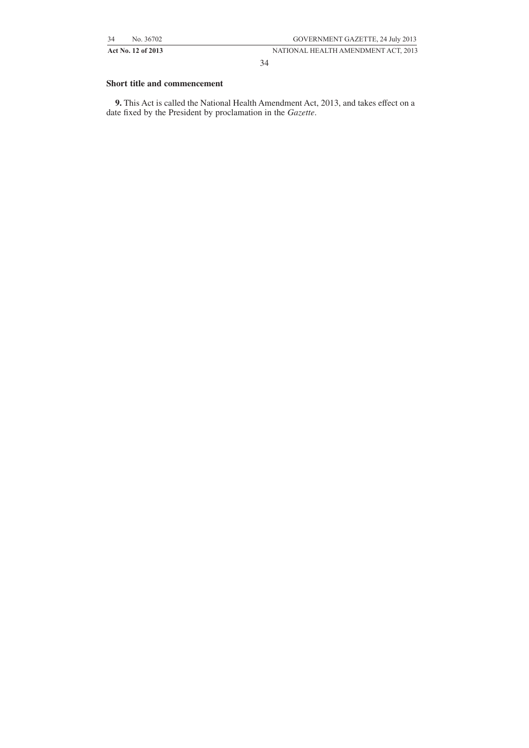### Short title and commencement

**9.** This Act is called the National Health Amendment Act, 2013, and takes effect on a date fixed by the President by proclamation in the *Gazette*.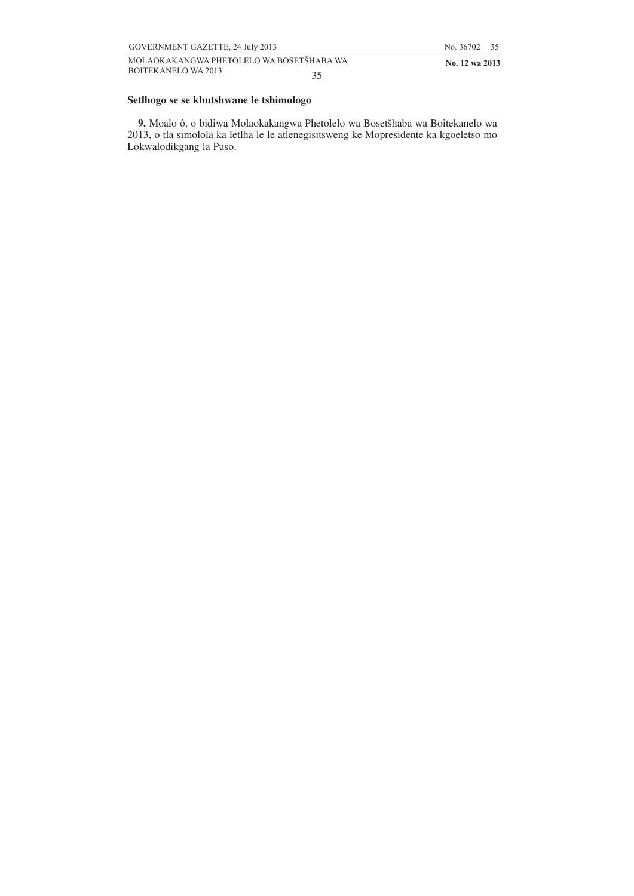**Setlhogo se se khutshwane le tshimologo**

**9.** Moalo ô, o bidiwa Molaokakangwa Phetolelo wa Bosetšhaba wa Boitekanelo wa 2013, o tla simolola ka letlha le le atlenegisitsweng ke Mopresidente ka kgoeletso mo Lokwalodikgang la Puso.